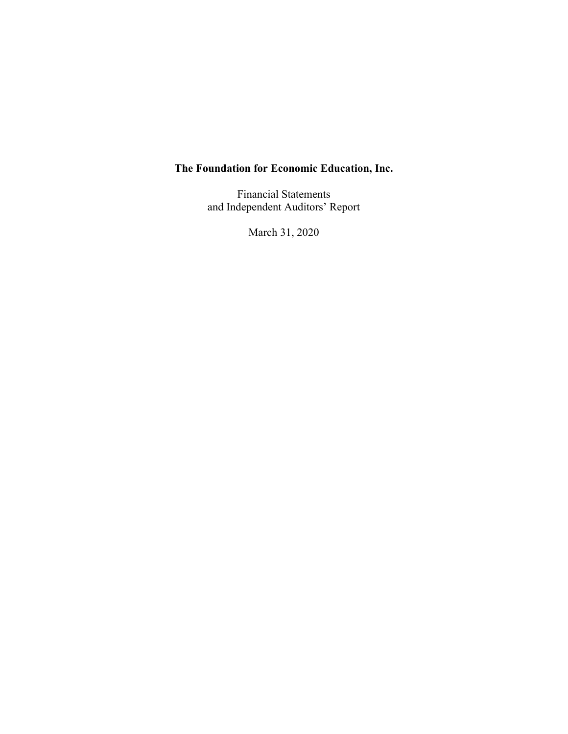# The Foundation for Economic Education, Inc.

Financial Statements
and Independent Auditors' Report

March 31, 2020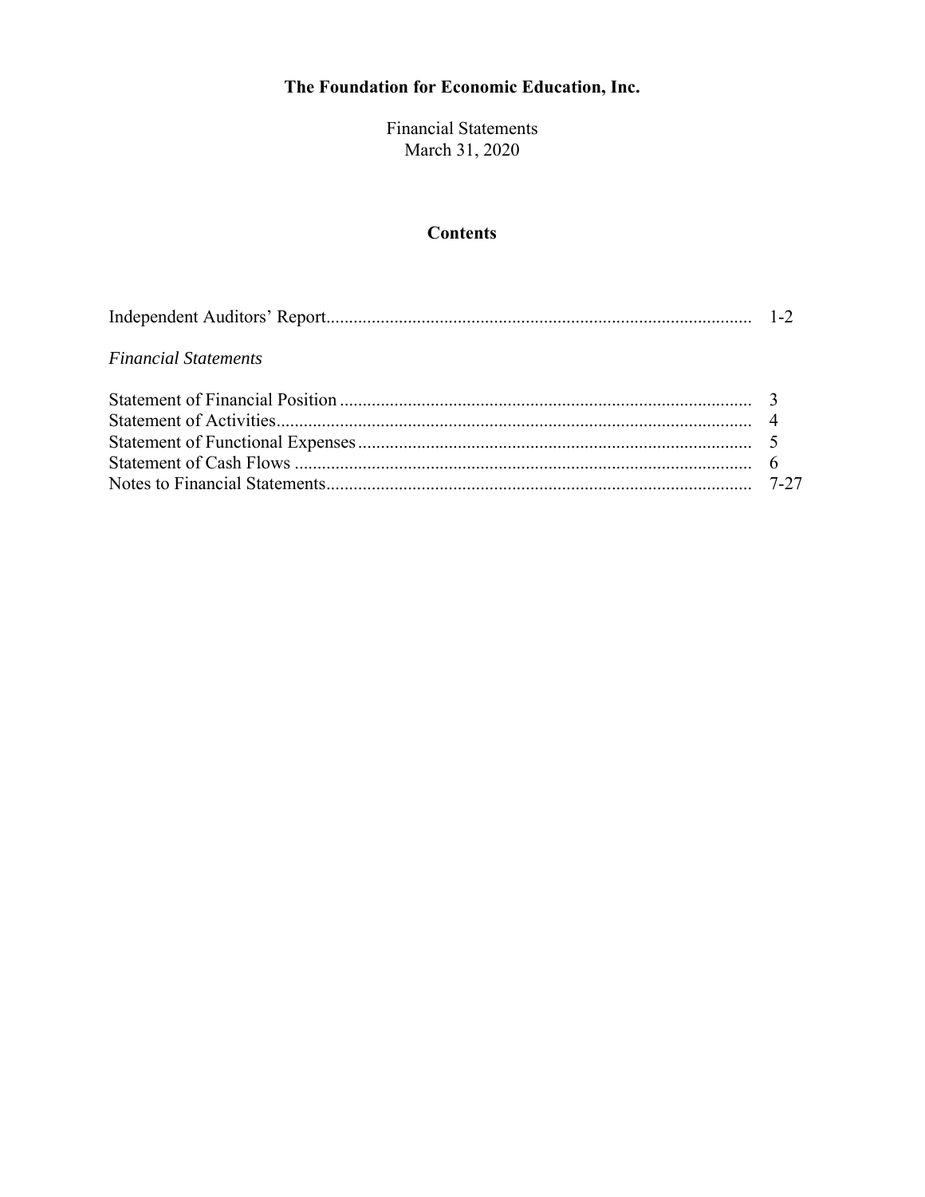# The Foundation for Economic Education, Inc.

Financial Statements
March 31, 2020

## Contents

| | |
|---|---|
| Independent Auditors' Report | 1-2 |
| *Financial Statements* | |
| Statement of Financial Position | 3 |
| Statement of Activities | 4 |
| Statement of Functional Expenses | 5 |
| Statement of Cash Flows | 6 |
| Notes to Financial Statements | 7-27 |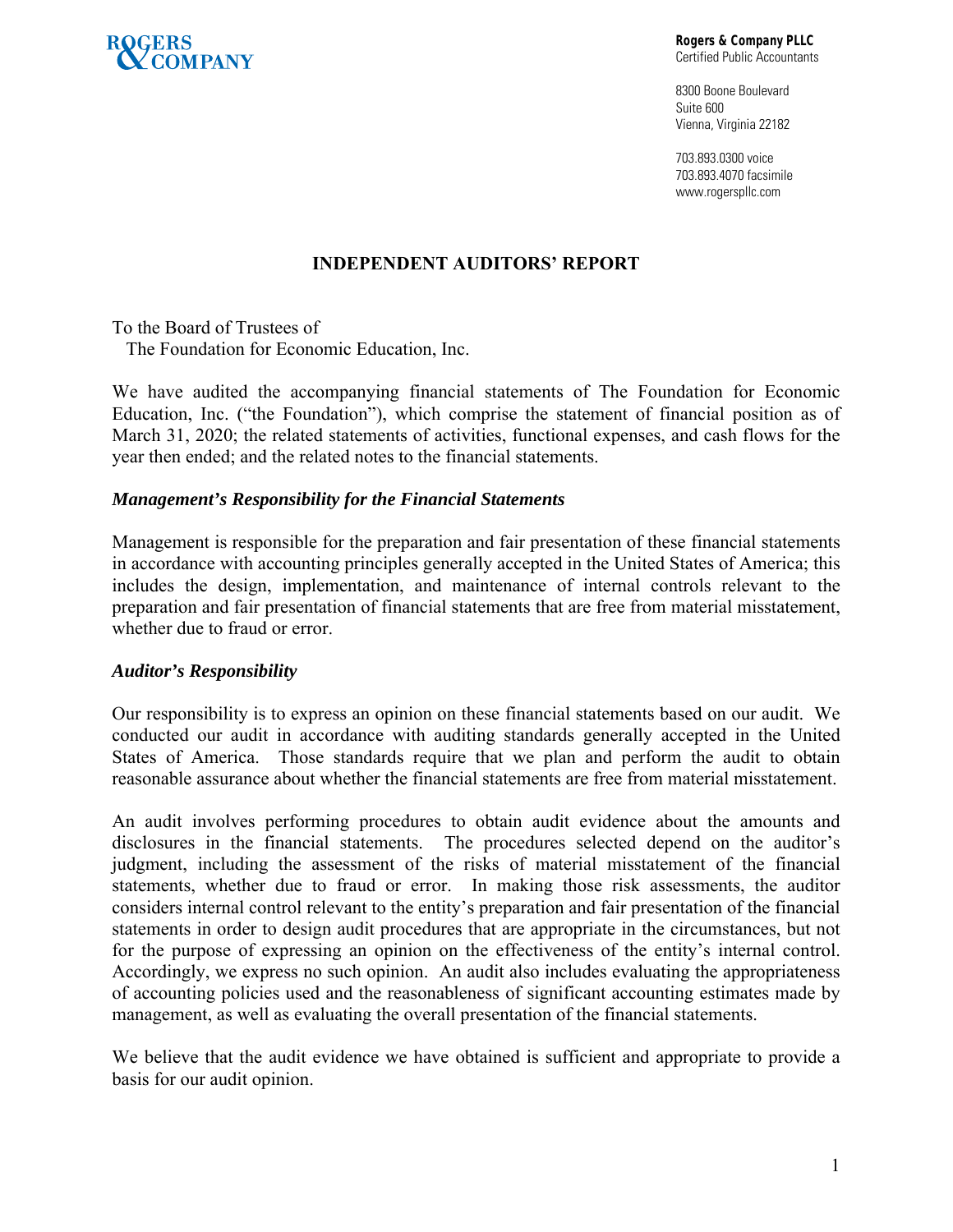ROGERS & COMPANY

**Rogers & Company PLLC**
Certified Public Accountants

8300 Boone Boulevard
Suite 600
Vienna, Virginia 22182

703.893.0300 voice
703.893.4070 facsimile
www.rogerspllc.com

## INDEPENDENT AUDITORS' REPORT

To the Board of Trustees of
The Foundation for Economic Education, Inc.

We have audited the accompanying financial statements of The Foundation for Economic Education, Inc. ("the Foundation"), which comprise the statement of financial position as of March 31, 2020; the related statements of activities, functional expenses, and cash flows for the year then ended; and the related notes to the financial statements.

### *Management's Responsibility for the Financial Statements*

Management is responsible for the preparation and fair presentation of these financial statements in accordance with accounting principles generally accepted in the United States of America; this includes the design, implementation, and maintenance of internal controls relevant to the preparation and fair presentation of financial statements that are free from material misstatement, whether due to fraud or error.

### *Auditor's Responsibility*

Our responsibility is to express an opinion on these financial statements based on our audit. We conducted our audit in accordance with auditing standards generally accepted in the United States of America. Those standards require that we plan and perform the audit to obtain reasonable assurance about whether the financial statements are free from material misstatement.

An audit involves performing procedures to obtain audit evidence about the amounts and disclosures in the financial statements. The procedures selected depend on the auditor's judgment, including the assessment of the risks of material misstatement of the financial statements, whether due to fraud or error. In making those risk assessments, the auditor considers internal control relevant to the entity's preparation and fair presentation of the financial statements in order to design audit procedures that are appropriate in the circumstances, but not for the purpose of expressing an opinion on the effectiveness of the entity's internal control. Accordingly, we express no such opinion. An audit also includes evaluating the appropriateness of accounting policies used and the reasonableness of significant accounting estimates made by management, as well as evaluating the overall presentation of the financial statements.

We believe that the audit evidence we have obtained is sufficient and appropriate to provide a basis for our audit opinion.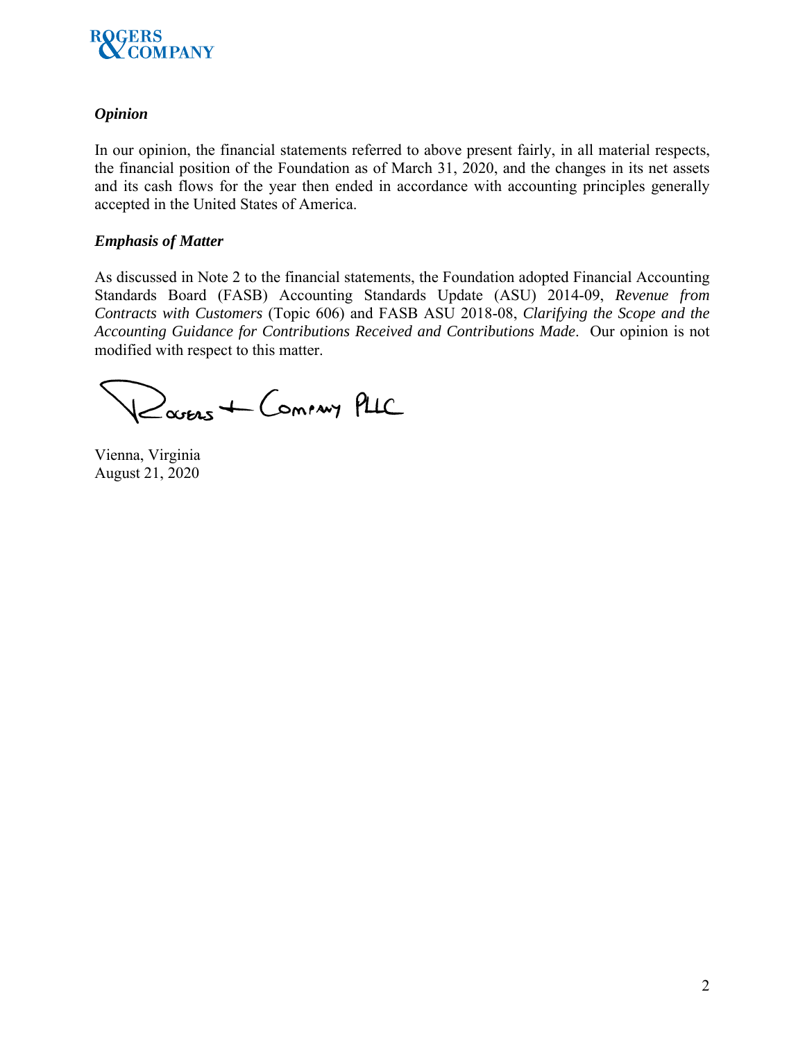### *Opinion*

In our opinion, the financial statements referred to above present fairly, in all material respects, the financial position of the Foundation as of March 31, 2020, and the changes in its net assets and its cash flows for the year then ended in accordance with accounting principles generally accepted in the United States of America.

### *Emphasis of Matter*

As discussed in Note 2 to the financial statements, the Foundation adopted Financial Accounting Standards Board (FASB) Accounting Standards Update (ASU) 2014-09, *Revenue from Contracts with Customers* (Topic 606) and FASB ASU 2018-08, *Clarifying the Scope and the Accounting Guidance for Contributions Received and Contributions Made*. Our opinion is not modified with respect to this matter.

Rogers + Company PLLC

Vienna, Virginia
August 21, 2020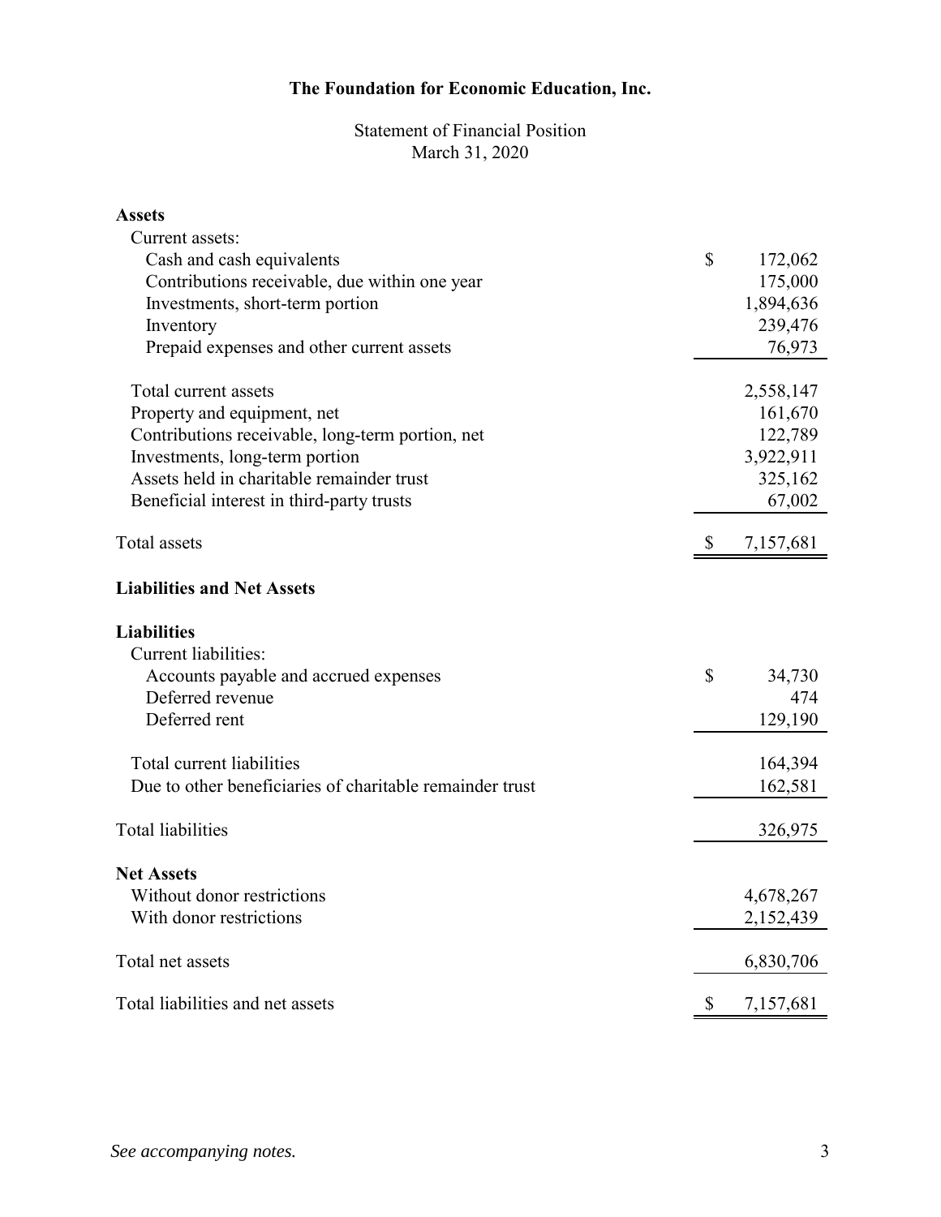# The Foundation for Economic Education, Inc.

## Statement of Financial Position
## March 31, 2020

| | |
|---|---|
| **Assets** | |
| Current assets: | |
| Cash and cash equivalents | $ 172,062 |
| Contributions receivable, due within one year | 175,000 |
| Investments, short-term portion | 1,894,636 |
| Inventory | 239,476 |
| Prepaid expenses and other current assets | 76,973 |
| Total current assets | 2,558,147 |
| Property and equipment, net | 161,670 |
| Contributions receivable, long-term portion, net | 122,789 |
| Investments, long-term portion | 3,922,911 |
| Assets held in charitable remainder trust | 325,162 |
| Beneficial interest in third-party trusts | 67,002 |
| Total assets | $ 7,157,681 |
| **Liabilities and Net Assets** | |
| **Liabilities** | |
| Current liabilities: | |
| Accounts payable and accrued expenses | $ 34,730 |
| Deferred revenue | 474 |
| Deferred rent | 129,190 |
| Total current liabilities | 164,394 |
| Due to other beneficiaries of charitable remainder trust | 162,581 |
| Total liabilities | 326,975 |
| **Net Assets** | |
| Without donor restrictions | 4,678,267 |
| With donor restrictions | 2,152,439 |
| Total net assets | 6,830,706 |
| Total liabilities and net assets | $ 7,157,681 |

*See accompanying notes.*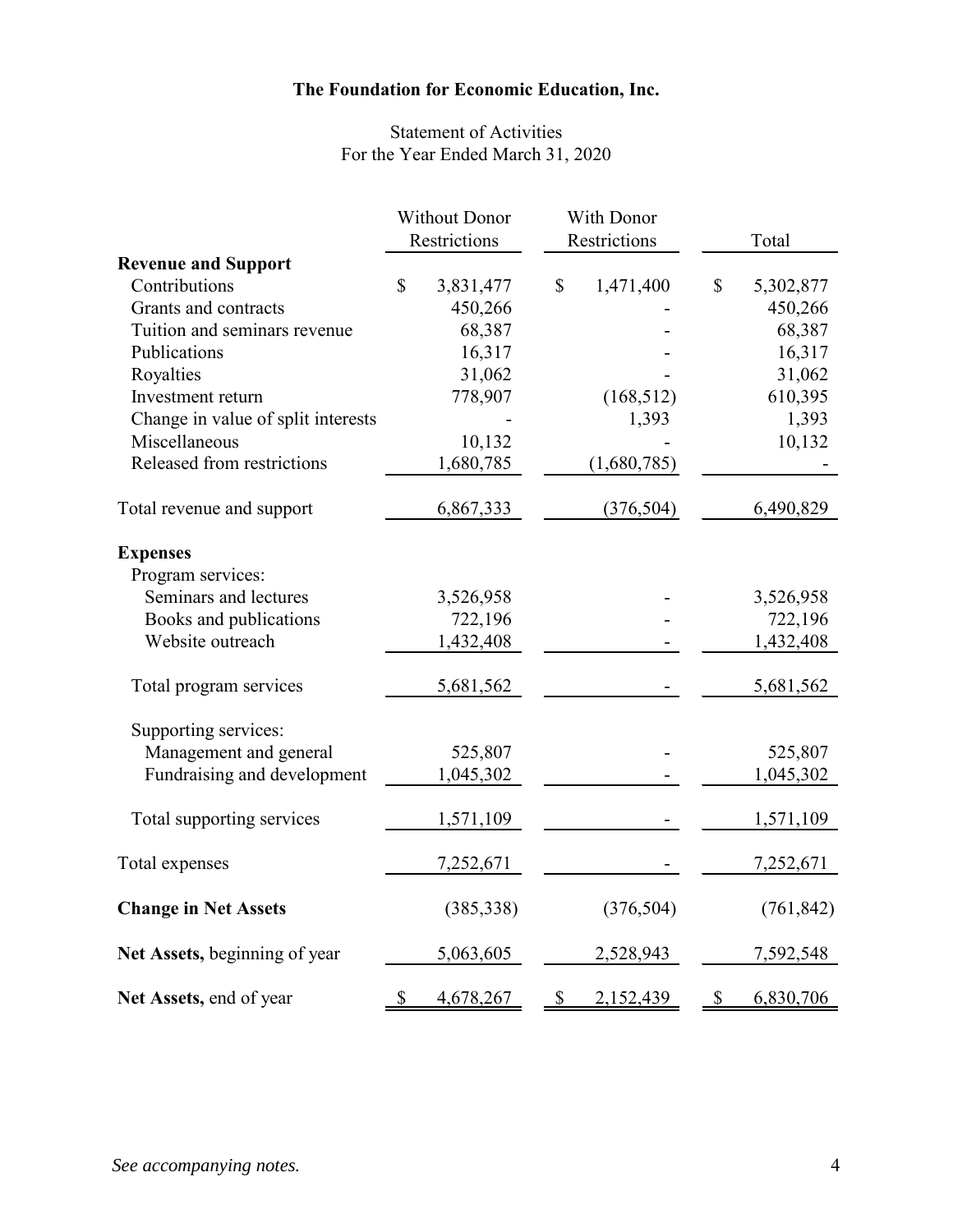**The Foundation for Economic Education, Inc.**

Statement of Activities
For the Year Ended March 31, 2020

| | Without Donor Restrictions | With Donor Restrictions | Total |
|---|---|---|---|
| **Revenue and Support** | | | |
| Contributions | $ 3,831,477 | $ 1,471,400 | $ 5,302,877 |
| Grants and contracts | 450,266 | - | 450,266 |
| Tuition and seminars revenue | 68,387 | - | 68,387 |
| Publications | 16,317 | - | 16,317 |
| Royalties | 31,062 | - | 31,062 |
| Investment return | 778,907 | (168,512) | 610,395 |
| Change in value of split interests | - | 1,393 | 1,393 |
| Miscellaneous | 10,132 | - | 10,132 |
| Released from restrictions | 1,680,785 | (1,680,785) | - |
| Total revenue and support | 6,867,333 | (376,504) | 6,490,829 |
| **Expenses** | | | |
| Program services: | | | |
| Seminars and lectures | 3,526,958 | - | 3,526,958 |
| Books and publications | 722,196 | - | 722,196 |
| Website outreach | 1,432,408 | - | 1,432,408 |
| Total program services | 5,681,562 | - | 5,681,562 |
| Supporting services: | | | |
| Management and general | 525,807 | - | 525,807 |
| Fundraising and development | 1,045,302 | - | 1,045,302 |
| Total supporting services | 1,571,109 | - | 1,571,109 |
| Total expenses | 7,252,671 | - | 7,252,671 |
| **Change in Net Assets** | (385,338) | (376,504) | (761,842) |
| **Net Assets,** beginning of year | 5,063,605 | 2,528,943 | 7,592,548 |
| **Net Assets,** end of year | $ 4,678,267 | $ 2,152,439 | $ 6,830,706 |

*See accompanying notes.*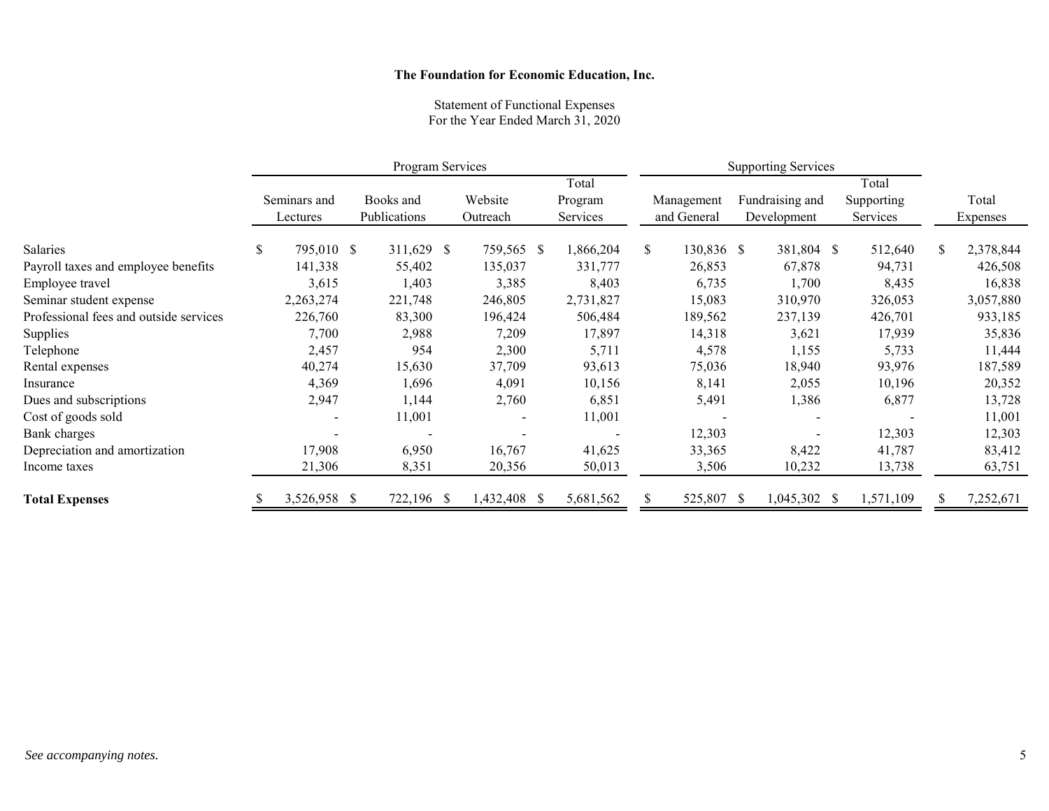**The Foundation for Economic Education, Inc.**

Statement of Functional Expenses
For the Year Ended March 31, 2020

| | Program Services | | | | Supporting Services | | | |
|---|---|---|---|---|---|---|---|---|
| | Seminars and Lectures | Books and Publications | Website Outreach | Total Program Services | Management and General | Fundraising and Development | Total Supporting Services | Total Expenses |
| Salaries | $ 795,010 | $ 311,629 | $ 759,565 | $ 1,866,204 | $ 130,836 | $ 381,804 | $ 512,640 | $ 2,378,844 |
| Payroll taxes and employee benefits | 141,338 | 55,402 | 135,037 | 331,777 | 26,853 | 67,878 | 94,731 | 426,508 |
| Employee travel | 3,615 | 1,403 | 3,385 | 8,403 | 6,735 | 1,700 | 8,435 | 16,838 |
| Seminar student expense | 2,263,274 | 221,748 | 246,805 | 2,731,827 | 15,083 | 310,970 | 326,053 | 3,057,880 |
| Professional fees and outside services | 226,760 | 83,300 | 196,424 | 506,484 | 189,562 | 237,139 | 426,701 | 933,185 |
| Supplies | 7,700 | 2,988 | 7,209 | 17,897 | 14,318 | 3,621 | 17,939 | 35,836 |
| Telephone | 2,457 | 954 | 2,300 | 5,711 | 4,578 | 1,155 | 5,733 | 11,444 |
| Rental expenses | 40,274 | 15,630 | 37,709 | 93,613 | 75,036 | 18,940 | 93,976 | 187,589 |
| Insurance | 4,369 | 1,696 | 4,091 | 10,156 | 8,141 | 2,055 | 10,196 | 20,352 |
| Dues and subscriptions | 2,947 | 1,144 | 2,760 | 6,851 | 5,491 | 1,386 | 6,877 | 13,728 |
| Cost of goods sold | - | 11,001 | - | 11,001 | - | - | - | 11,001 |
| Bank charges | - | - | - | - | 12,303 | - | 12,303 | 12,303 |
| Depreciation and amortization | 17,908 | 6,950 | 16,767 | 41,625 | 33,365 | 8,422 | 41,787 | 83,412 |
| Income taxes | 21,306 | 8,351 | 20,356 | 50,013 | 3,506 | 10,232 | 13,738 | 63,751 |
| **Total Expenses** | $ 3,526,958 | $ 722,196 | $ 1,432,408 | $ 5,681,562 | $ 525,807 | $ 1,045,302 | $ 1,571,109 | $ 7,252,671 |

*See accompanying notes.*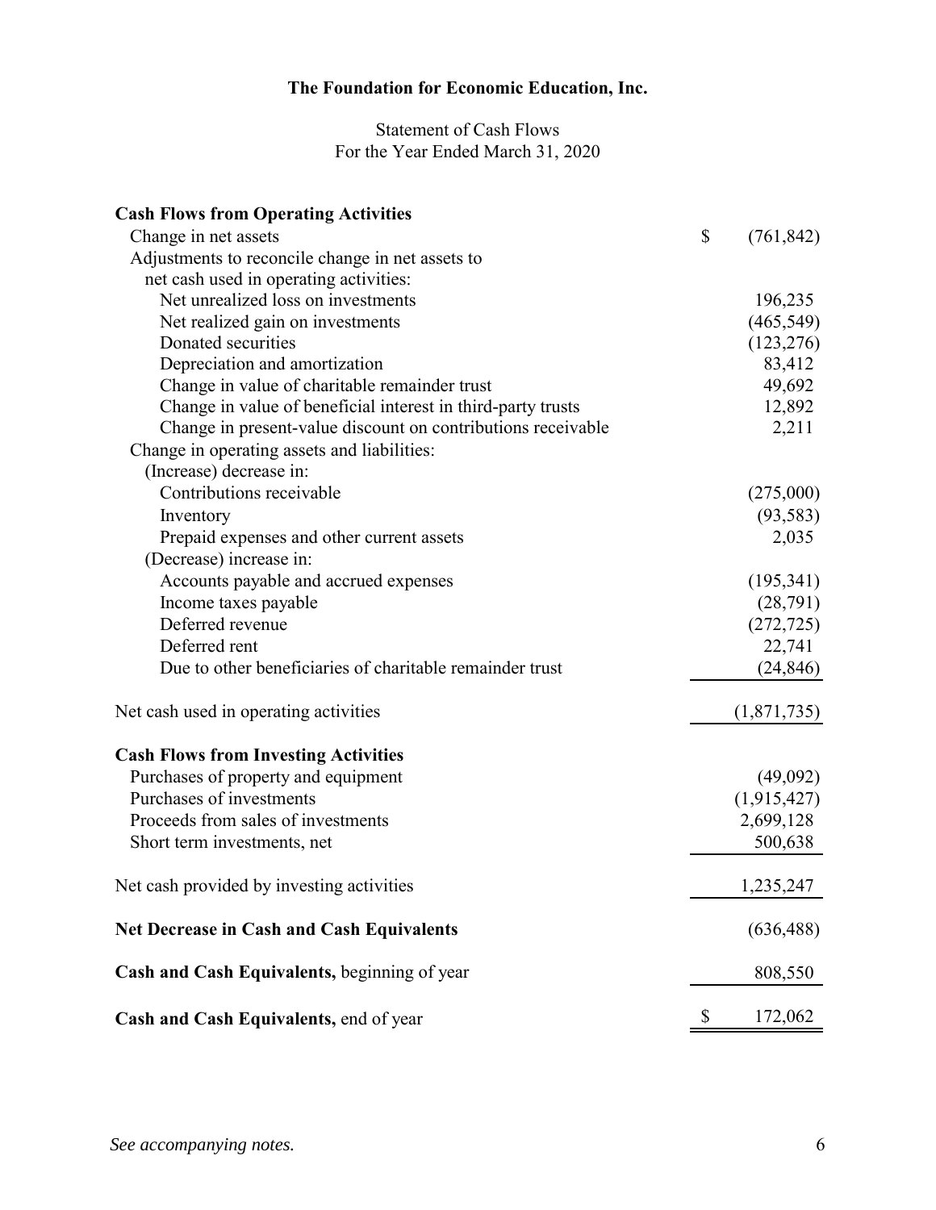# The Foundation for Economic Education, Inc.

Statement of Cash Flows
For the Year Ended March 31, 2020

| | |
|---|---|
| **Cash Flows from Operating Activities** | |
| Change in net assets | $ (761,842) |
| Adjustments to reconcile change in net assets to net cash used in operating activities: | |
| Net unrealized loss on investments | 196,235 |
| Net realized gain on investments | (465,549) |
| Donated securities | (123,276) |
| Depreciation and amortization | 83,412 |
| Change in value of charitable remainder trust | 49,692 |
| Change in value of beneficial interest in third-party trusts | 12,892 |
| Change in present-value discount on contributions receivable | 2,211 |
| Change in operating assets and liabilities: | |
| (Increase) decrease in: | |
| Contributions receivable | (275,000) |
| Inventory | (93,583) |
| Prepaid expenses and other current assets | 2,035 |
| (Decrease) increase in: | |
| Accounts payable and accrued expenses | (195,341) |
| Income taxes payable | (28,791) |
| Deferred revenue | (272,725) |
| Deferred rent | 22,741 |
| Due to other beneficiaries of charitable remainder trust | (24,846) |
| Net cash used in operating activities | (1,871,735) |
| **Cash Flows from Investing Activities** | |
| Purchases of property and equipment | (49,092) |
| Purchases of investments | (1,915,427) |
| Proceeds from sales of investments | 2,699,128 |
| Short term investments, net | 500,638 |
| Net cash provided by investing activities | 1,235,247 |
| **Net Decrease in Cash and Cash Equivalents** | (636,488) |
| **Cash and Cash Equivalents,** beginning of year | 808,550 |
| **Cash and Cash Equivalents,** end of year | $ 172,062 |

*See accompanying notes.*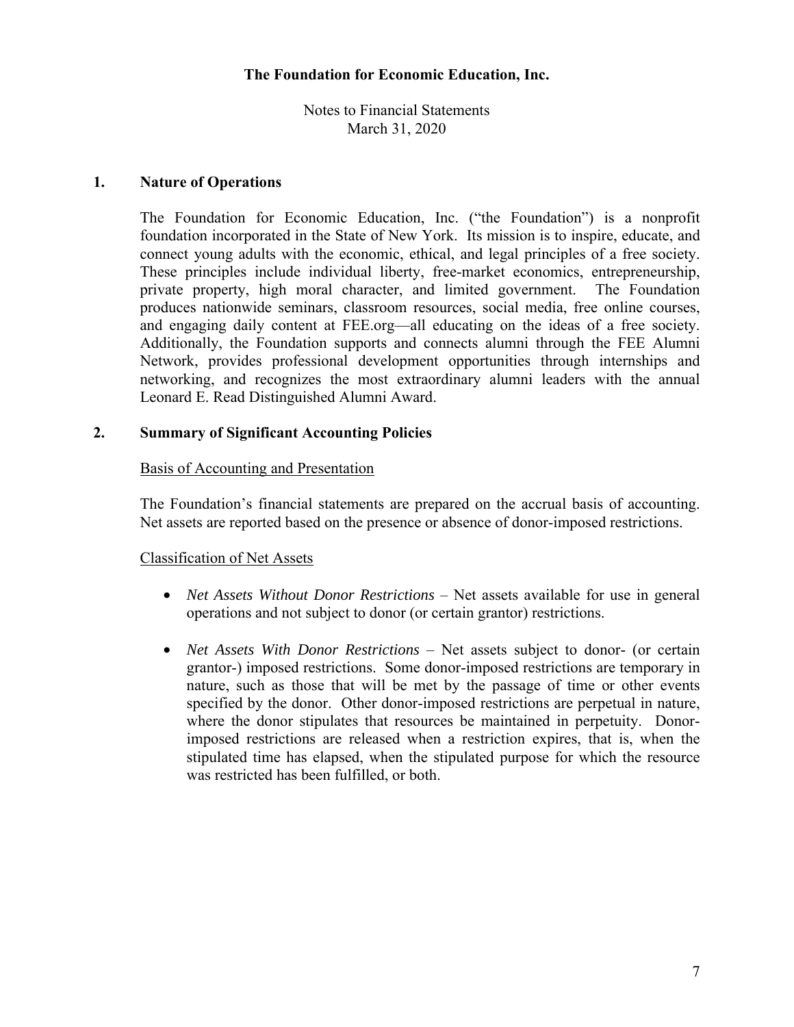**The Foundation for Economic Education, Inc.**

Notes to Financial Statements
March 31, 2020

## 1. Nature of Operations

The Foundation for Economic Education, Inc. ("the Foundation") is a nonprofit foundation incorporated in the State of New York. Its mission is to inspire, educate, and connect young adults with the economic, ethical, and legal principles of a free society. These principles include individual liberty, free-market economics, entrepreneurship, private property, high moral character, and limited government. The Foundation produces nationwide seminars, classroom resources, social media, free online courses, and engaging daily content at FEE.org—all educating on the ideas of a free society. Additionally, the Foundation supports and connects alumni through the FEE Alumni Network, provides professional development opportunities through internships and networking, and recognizes the most extraordinary alumni leaders with the annual Leonard E. Read Distinguished Alumni Award.

## 2. Summary of Significant Accounting Policies

<u>Basis of Accounting and Presentation</u>

The Foundation's financial statements are prepared on the accrual basis of accounting. Net assets are reported based on the presence or absence of donor-imposed restrictions.

<u>Classification of Net Assets</u>

- *Net Assets Without Donor Restrictions* – Net assets available for use in general operations and not subject to donor (or certain grantor) restrictions.

- *Net Assets With Donor Restrictions* – Net assets subject to donor- (or certain grantor-) imposed restrictions. Some donor-imposed restrictions are temporary in nature, such as those that will be met by the passage of time or other events specified by the donor. Other donor-imposed restrictions are perpetual in nature, where the donor stipulates that resources be maintained in perpetuity. Donor-imposed restrictions are released when a restriction expires, that is, when the stipulated time has elapsed, when the stipulated purpose for which the resource was restricted has been fulfilled, or both.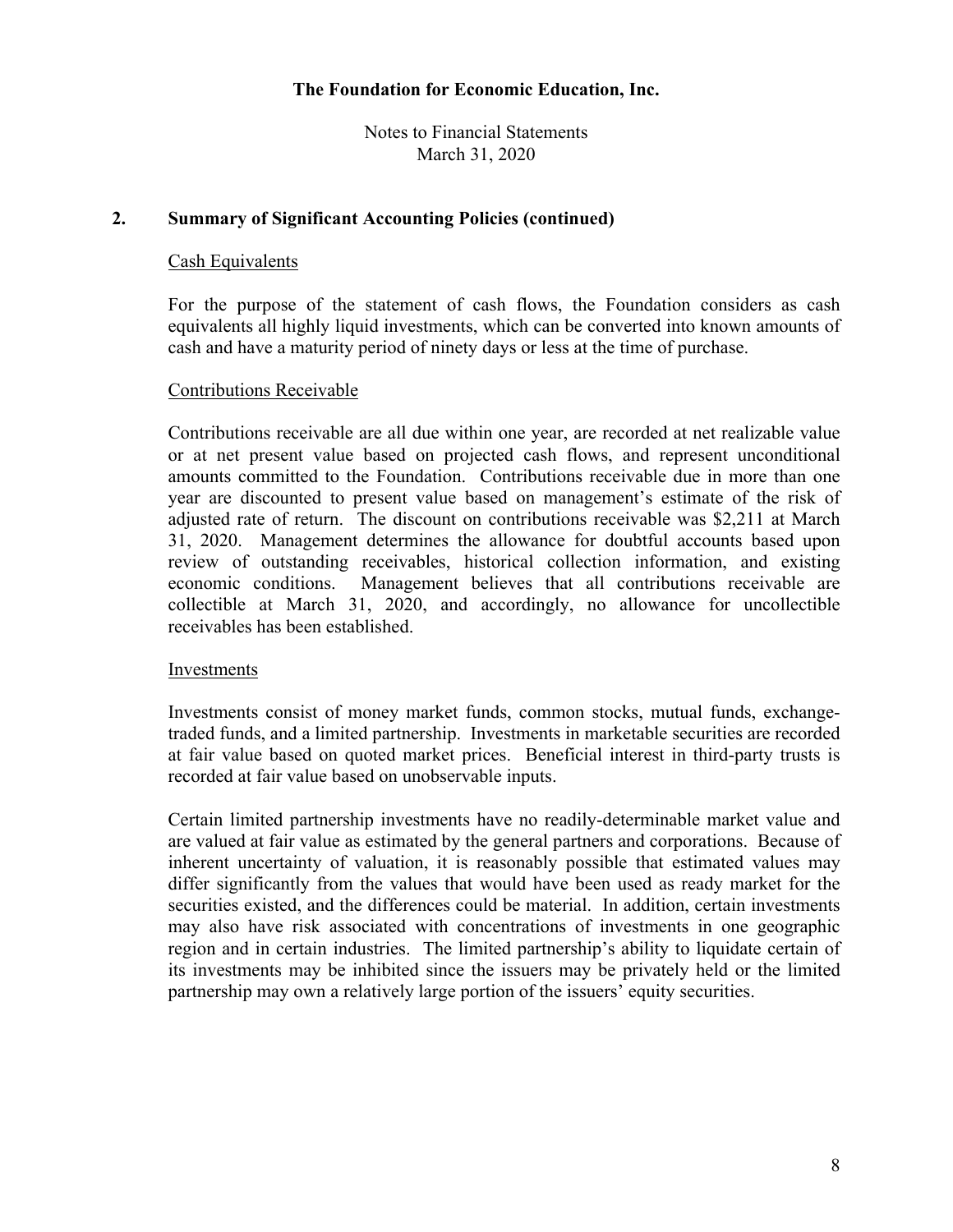**The Foundation for Economic Education, Inc.**

Notes to Financial Statements
March 31, 2020

## 2. Summary of Significant Accounting Policies (continued)

### Cash Equivalents

For the purpose of the statement of cash flows, the Foundation considers as cash equivalents all highly liquid investments, which can be converted into known amounts of cash and have a maturity period of ninety days or less at the time of purchase.

### Contributions Receivable

Contributions receivable are all due within one year, are recorded at net realizable value or at net present value based on projected cash flows, and represent unconditional amounts committed to the Foundation. Contributions receivable due in more than one year are discounted to present value based on management's estimate of the risk of adjusted rate of return. The discount on contributions receivable was $2,211 at March 31, 2020. Management determines the allowance for doubtful accounts based upon review of outstanding receivables, historical collection information, and existing economic conditions. Management believes that all contributions receivable are collectible at March 31, 2020, and accordingly, no allowance for uncollectible receivables has been established.

### Investments

Investments consist of money market funds, common stocks, mutual funds, exchange-traded funds, and a limited partnership. Investments in marketable securities are recorded at fair value based on quoted market prices. Beneficial interest in third-party trusts is recorded at fair value based on unobservable inputs.

Certain limited partnership investments have no readily-determinable market value and are valued at fair value as estimated by the general partners and corporations. Because of inherent uncertainty of valuation, it is reasonably possible that estimated values may differ significantly from the values that would have been used as ready market for the securities existed, and the differences could be material. In addition, certain investments may also have risk associated with concentrations of investments in one geographic region and in certain industries. The limited partnership's ability to liquidate certain of its investments may be inhibited since the issuers may be privately held or the limited partnership may own a relatively large portion of the issuers' equity securities.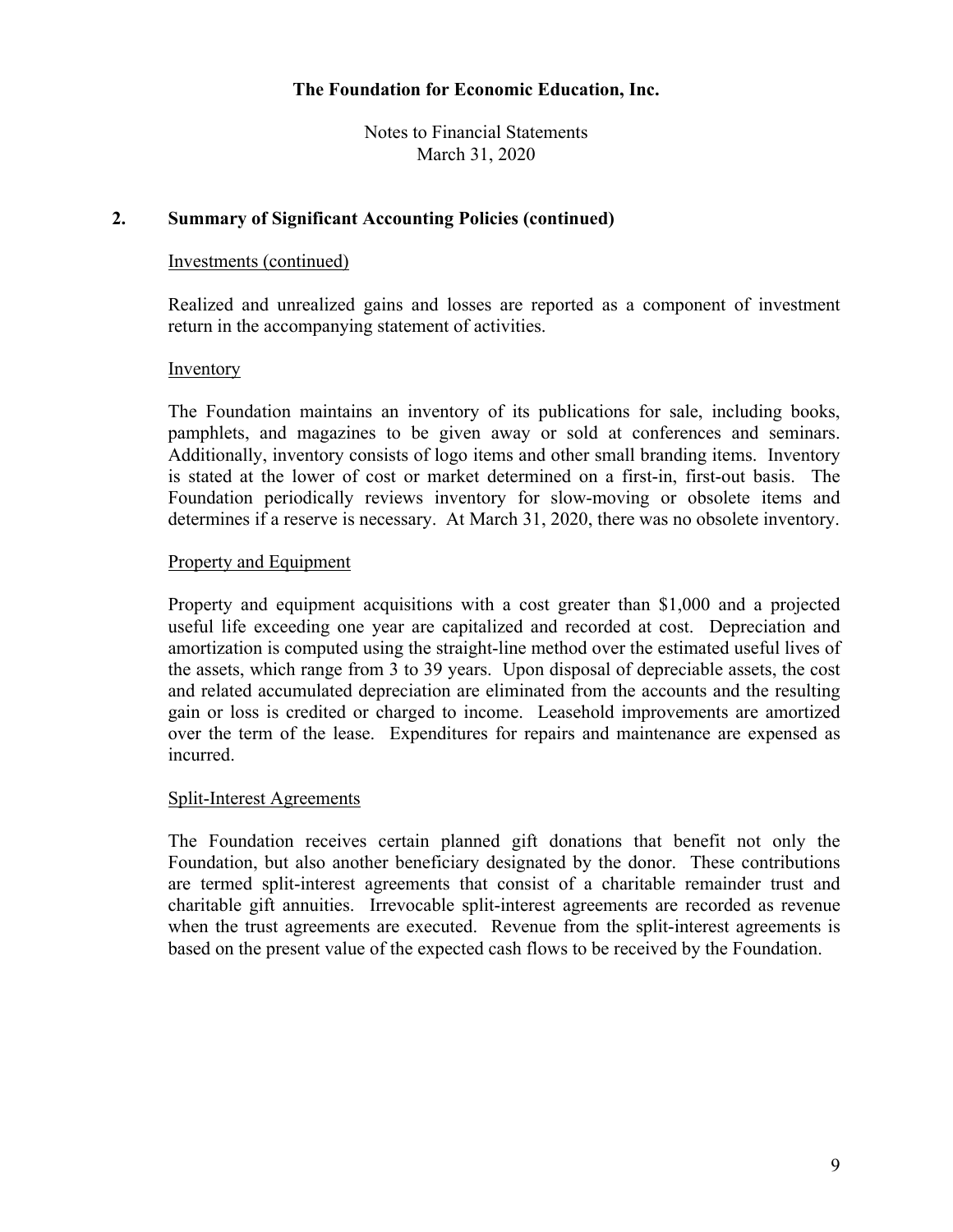## 2. Summary of Significant Accounting Policies (continued)

Investments (continued)

Realized and unrealized gains and losses are reported as a component of investment return in the accompanying statement of activities.

Inventory

The Foundation maintains an inventory of its publications for sale, including books, pamphlets, and magazines to be given away or sold at conferences and seminars. Additionally, inventory consists of logo items and other small branding items. Inventory is stated at the lower of cost or market determined on a first-in, first-out basis. The Foundation periodically reviews inventory for slow-moving or obsolete items and determines if a reserve is necessary. At March 31, 2020, there was no obsolete inventory.

Property and Equipment

Property and equipment acquisitions with a cost greater than $1,000 and a projected useful life exceeding one year are capitalized and recorded at cost. Depreciation and amortization is computed using the straight-line method over the estimated useful lives of the assets, which range from 3 to 39 years. Upon disposal of depreciable assets, the cost and related accumulated depreciation are eliminated from the accounts and the resulting gain or loss is credited or charged to income. Leasehold improvements are amortized over the term of the lease. Expenditures for repairs and maintenance are expensed as incurred.

Split-Interest Agreements

The Foundation receives certain planned gift donations that benefit not only the Foundation, but also another beneficiary designated by the donor. These contributions are termed split-interest agreements that consist of a charitable remainder trust and charitable gift annuities. Irrevocable split-interest agreements are recorded as revenue when the trust agreements are executed. Revenue from the split-interest agreements is based on the present value of the expected cash flows to be received by the Foundation.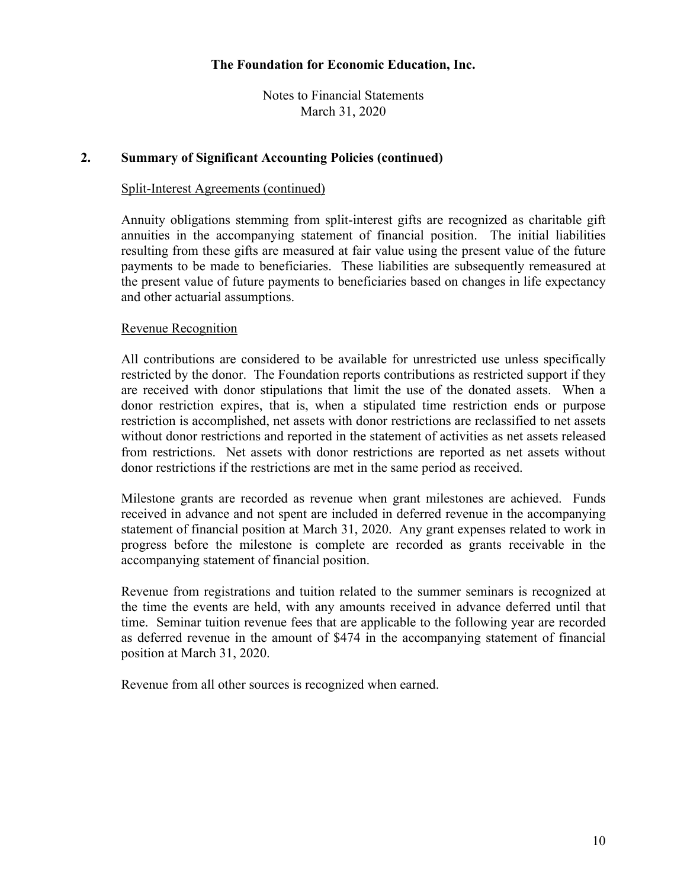## 2. Summary of Significant Accounting Policies (continued)

Split-Interest Agreements (continued)

Annuity obligations stemming from split-interest gifts are recognized as charitable gift annuities in the accompanying statement of financial position. The initial liabilities resulting from these gifts are measured at fair value using the present value of the future payments to be made to beneficiaries. These liabilities are subsequently remeasured at the present value of future payments to beneficiaries based on changes in life expectancy and other actuarial assumptions.

Revenue Recognition

All contributions are considered to be available for unrestricted use unless specifically restricted by the donor. The Foundation reports contributions as restricted support if they are received with donor stipulations that limit the use of the donated assets. When a donor restriction expires, that is, when a stipulated time restriction ends or purpose restriction is accomplished, net assets with donor restrictions are reclassified to net assets without donor restrictions and reported in the statement of activities as net assets released from restrictions. Net assets with donor restrictions are reported as net assets without donor restrictions if the restrictions are met in the same period as received.

Milestone grants are recorded as revenue when grant milestones are achieved. Funds received in advance and not spent are included in deferred revenue in the accompanying statement of financial position at March 31, 2020. Any grant expenses related to work in progress before the milestone is complete are recorded as grants receivable in the accompanying statement of financial position.

Revenue from registrations and tuition related to the summer seminars is recognized at the time the events are held, with any amounts received in advance deferred until that time. Seminar tuition revenue fees that are applicable to the following year are recorded as deferred revenue in the amount of $474 in the accompanying statement of financial position at March 31, 2020.

Revenue from all other sources is recognized when earned.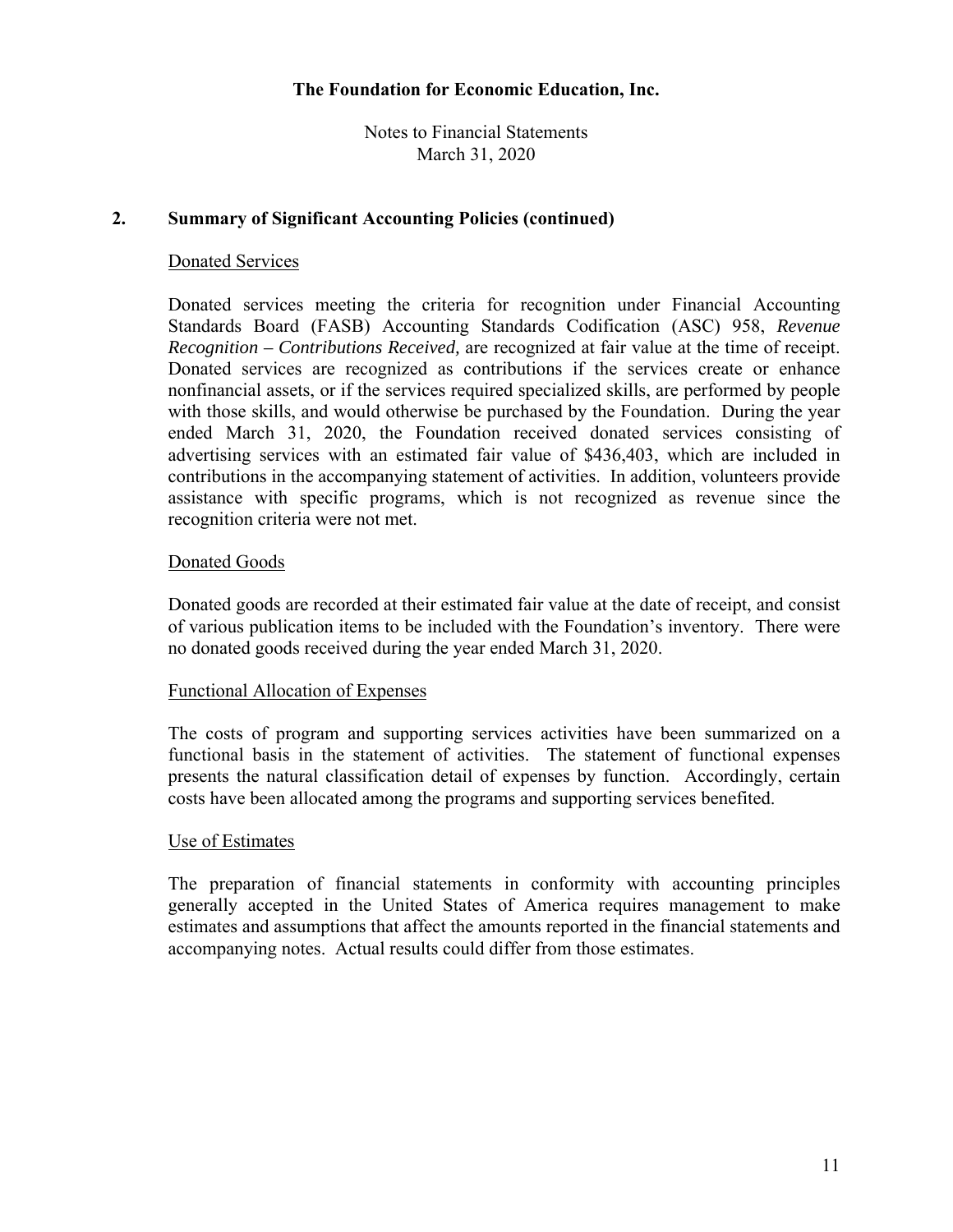## 2. Summary of Significant Accounting Policies (continued)

### Donated Services

Donated services meeting the criteria for recognition under Financial Accounting Standards Board (FASB) Accounting Standards Codification (ASC) 958, *Revenue Recognition – Contributions Received,* are recognized at fair value at the time of receipt. Donated services are recognized as contributions if the services create or enhance nonfinancial assets, or if the services required specialized skills, are performed by people with those skills, and would otherwise be purchased by the Foundation. During the year ended March 31, 2020, the Foundation received donated services consisting of advertising services with an estimated fair value of $436,403, which are included in contributions in the accompanying statement of activities. In addition, volunteers provide assistance with specific programs, which is not recognized as revenue since the recognition criteria were not met.

### Donated Goods

Donated goods are recorded at their estimated fair value at the date of receipt, and consist of various publication items to be included with the Foundation's inventory. There were no donated goods received during the year ended March 31, 2020.

### Functional Allocation of Expenses

The costs of program and supporting services activities have been summarized on a functional basis in the statement of activities. The statement of functional expenses presents the natural classification detail of expenses by function. Accordingly, certain costs have been allocated among the programs and supporting services benefited.

### Use of Estimates

The preparation of financial statements in conformity with accounting principles generally accepted in the United States of America requires management to make estimates and assumptions that affect the amounts reported in the financial statements and accompanying notes. Actual results could differ from those estimates.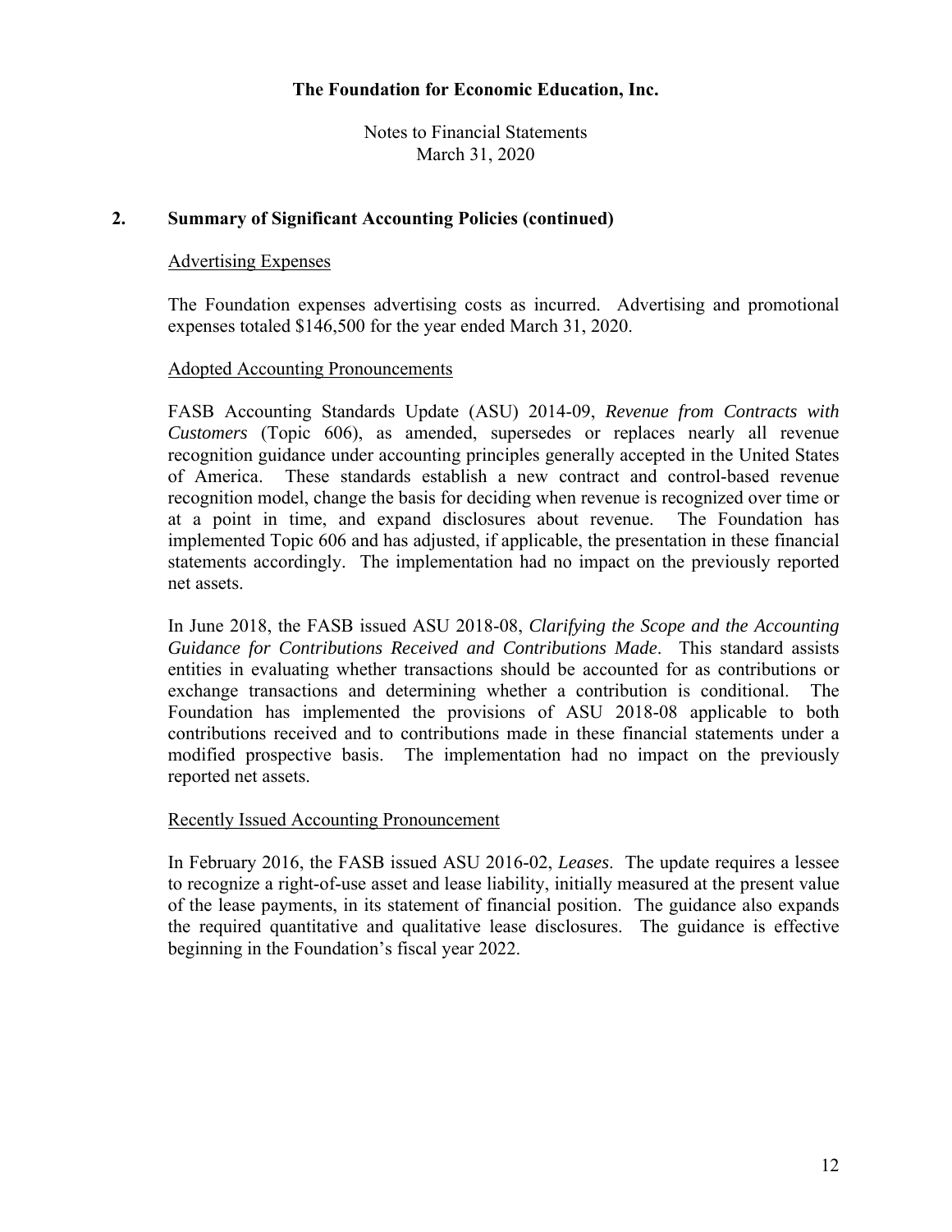## 2. Summary of Significant Accounting Policies (continued)

### Advertising Expenses

The Foundation expenses advertising costs as incurred. Advertising and promotional expenses totaled $146,500 for the year ended March 31, 2020.

### Adopted Accounting Pronouncements

FASB Accounting Standards Update (ASU) 2014-09, *Revenue from Contracts with Customers* (Topic 606), as amended, supersedes or replaces nearly all revenue recognition guidance under accounting principles generally accepted in the United States of America. These standards establish a new contract and control-based revenue recognition model, change the basis for deciding when revenue is recognized over time or at a point in time, and expand disclosures about revenue. The Foundation has implemented Topic 606 and has adjusted, if applicable, the presentation in these financial statements accordingly. The implementation had no impact on the previously reported net assets.

In June 2018, the FASB issued ASU 2018-08, *Clarifying the Scope and the Accounting Guidance for Contributions Received and Contributions Made*. This standard assists entities in evaluating whether transactions should be accounted for as contributions or exchange transactions and determining whether a contribution is conditional. The Foundation has implemented the provisions of ASU 2018-08 applicable to both contributions received and to contributions made in these financial statements under a modified prospective basis. The implementation had no impact on the previously reported net assets.

### Recently Issued Accounting Pronouncement

In February 2016, the FASB issued ASU 2016-02, *Leases*. The update requires a lessee to recognize a right-of-use asset and lease liability, initially measured at the present value of the lease payments, in its statement of financial position. The guidance also expands the required quantitative and qualitative lease disclosures. The guidance is effective beginning in the Foundation's fiscal year 2022.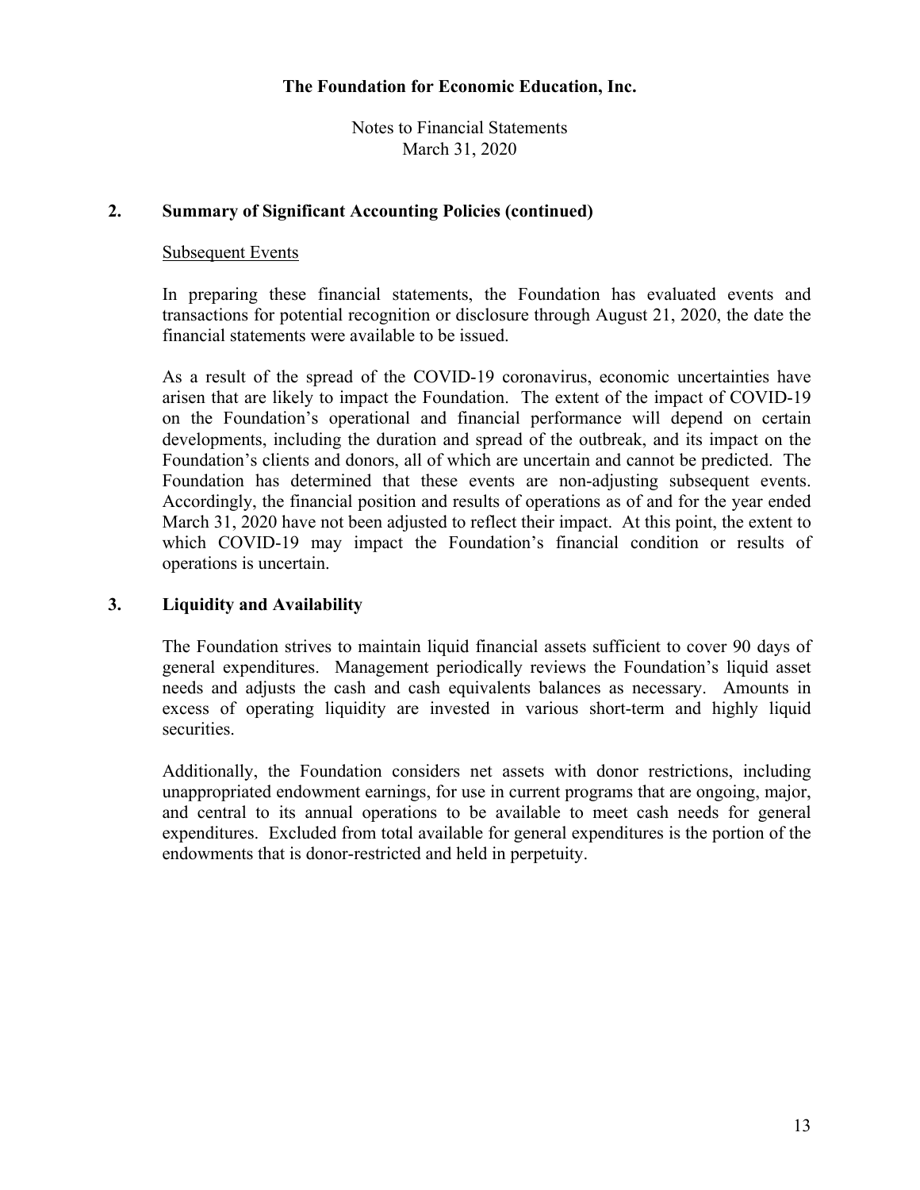**The Foundation for Economic Education, Inc.**

Notes to Financial Statements
March 31, 2020

## 2. Summary of Significant Accounting Policies (continued)

Subsequent Events

In preparing these financial statements, the Foundation has evaluated events and transactions for potential recognition or disclosure through August 21, 2020, the date the financial statements were available to be issued.

As a result of the spread of the COVID-19 coronavirus, economic uncertainties have arisen that are likely to impact the Foundation. The extent of the impact of COVID-19 on the Foundation's operational and financial performance will depend on certain developments, including the duration and spread of the outbreak, and its impact on the Foundation's clients and donors, all of which are uncertain and cannot be predicted. The Foundation has determined that these events are non-adjusting subsequent events. Accordingly, the financial position and results of operations as of and for the year ended March 31, 2020 have not been adjusted to reflect their impact. At this point, the extent to which COVID-19 may impact the Foundation's financial condition or results of operations is uncertain.

## 3. Liquidity and Availability

The Foundation strives to maintain liquid financial assets sufficient to cover 90 days of general expenditures. Management periodically reviews the Foundation's liquid asset needs and adjusts the cash and cash equivalents balances as necessary. Amounts in excess of operating liquidity are invested in various short-term and highly liquid securities.

Additionally, the Foundation considers net assets with donor restrictions, including unappropriated endowment earnings, for use in current programs that are ongoing, major, and central to its annual operations to be available to meet cash needs for general expenditures. Excluded from total available for general expenditures is the portion of the endowments that is donor-restricted and held in perpetuity.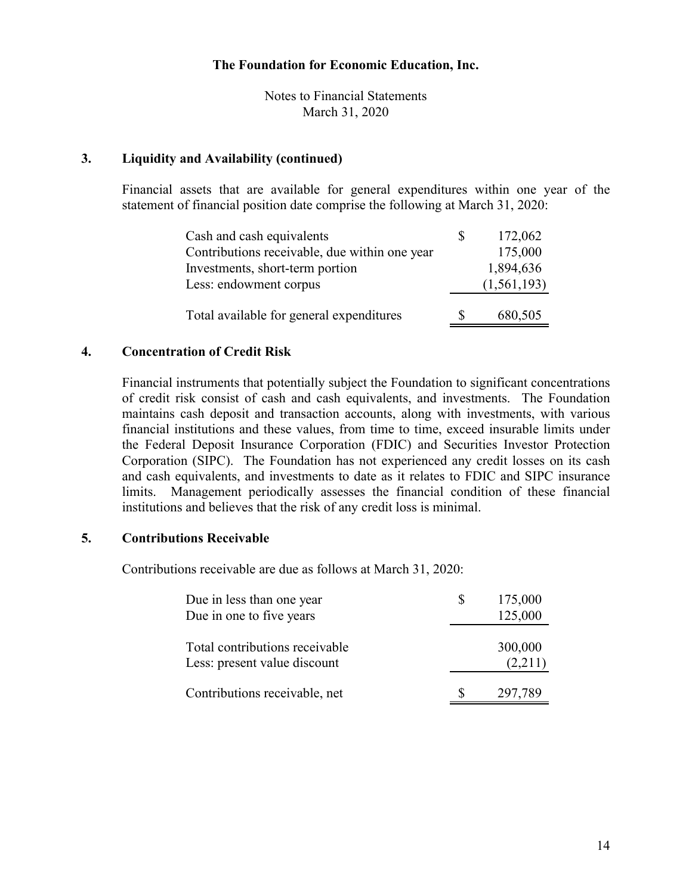### 3. Liquidity and Availability (continued)

Financial assets that are available for general expenditures within one year of the statement of financial position date comprise the following at March 31, 2020:

| | | |
|---|---|---|
| Cash and cash equivalents | $ | 172,062 |
| Contributions receivable, due within one year | | 175,000 |
| Investments, short-term portion | | 1,894,636 |
| Less: endowment corpus | | (1,561,193) |
| Total available for general expenditures | $ | 680,505 |

### 4. Concentration of Credit Risk

Financial instruments that potentially subject the Foundation to significant concentrations of credit risk consist of cash and cash equivalents, and investments. The Foundation maintains cash deposit and transaction accounts, along with investments, with various financial institutions and these values, from time to time, exceed insurable limits under the Federal Deposit Insurance Corporation (FDIC) and Securities Investor Protection Corporation (SIPC). The Foundation has not experienced any credit losses on its cash and cash equivalents, and investments to date as it relates to FDIC and SIPC insurance limits. Management periodically assesses the financial condition of these financial institutions and believes that the risk of any credit loss is minimal.

### 5. Contributions Receivable

Contributions receivable are due as follows at March 31, 2020:

| | | |
|---|---|---|
| Due in less than one year | $ | 175,000 |
| Due in one to five years | | 125,000 |
| Total contributions receivable | | 300,000 |
| Less: present value discount | | (2,211) |
| Contributions receivable, net | $ | 297,789 |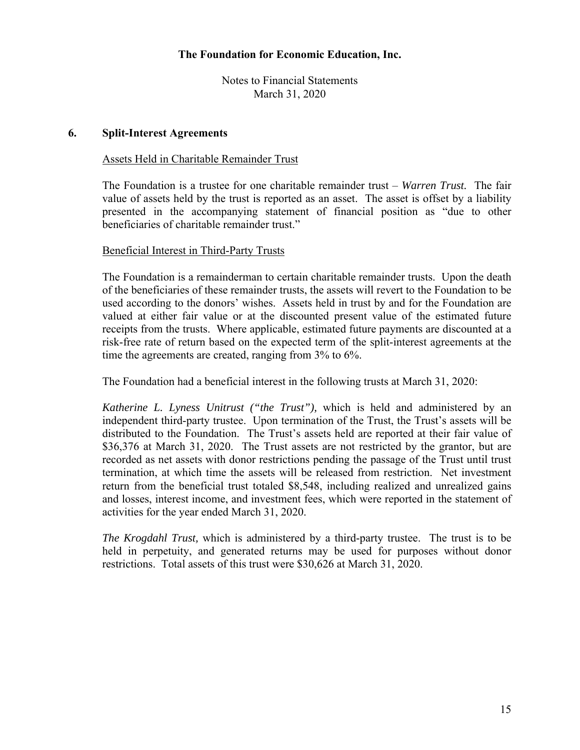# The Foundation for Economic Education, Inc.

Notes to Financial Statements
March 31, 2020

## 6. Split-Interest Agreements

Assets Held in Charitable Remainder Trust

The Foundation is a trustee for one charitable remainder trust – *Warren Trust.* The fair value of assets held by the trust is reported as an asset. The asset is offset by a liability presented in the accompanying statement of financial position as "due to other beneficiaries of charitable remainder trust."

Beneficial Interest in Third-Party Trusts

The Foundation is a remainderman to certain charitable remainder trusts. Upon the death of the beneficiaries of these remainder trusts, the assets will revert to the Foundation to be used according to the donors' wishes. Assets held in trust by and for the Foundation are valued at either fair value or at the discounted present value of the estimated future receipts from the trusts. Where applicable, estimated future payments are discounted at a risk-free rate of return based on the expected term of the split-interest agreements at the time the agreements are created, ranging from 3% to 6%.

The Foundation had a beneficial interest in the following trusts at March 31, 2020:

*Katherine L. Lyness Unitrust ("the Trust"),* which is held and administered by an independent third-party trustee. Upon termination of the Trust, the Trust's assets will be distributed to the Foundation. The Trust's assets held are reported at their fair value of $36,376 at March 31, 2020. The Trust assets are not restricted by the grantor, but are recorded as net assets with donor restrictions pending the passage of the Trust until trust termination, at which time the assets will be released from restriction. Net investment return from the beneficial trust totaled $8,548, including realized and unrealized gains and losses, interest income, and investment fees, which were reported in the statement of activities for the year ended March 31, 2020.

*The Krogdahl Trust,* which is administered by a third-party trustee. The trust is to be held in perpetuity, and generated returns may be used for purposes without donor restrictions. Total assets of this trust were $30,626 at March 31, 2020.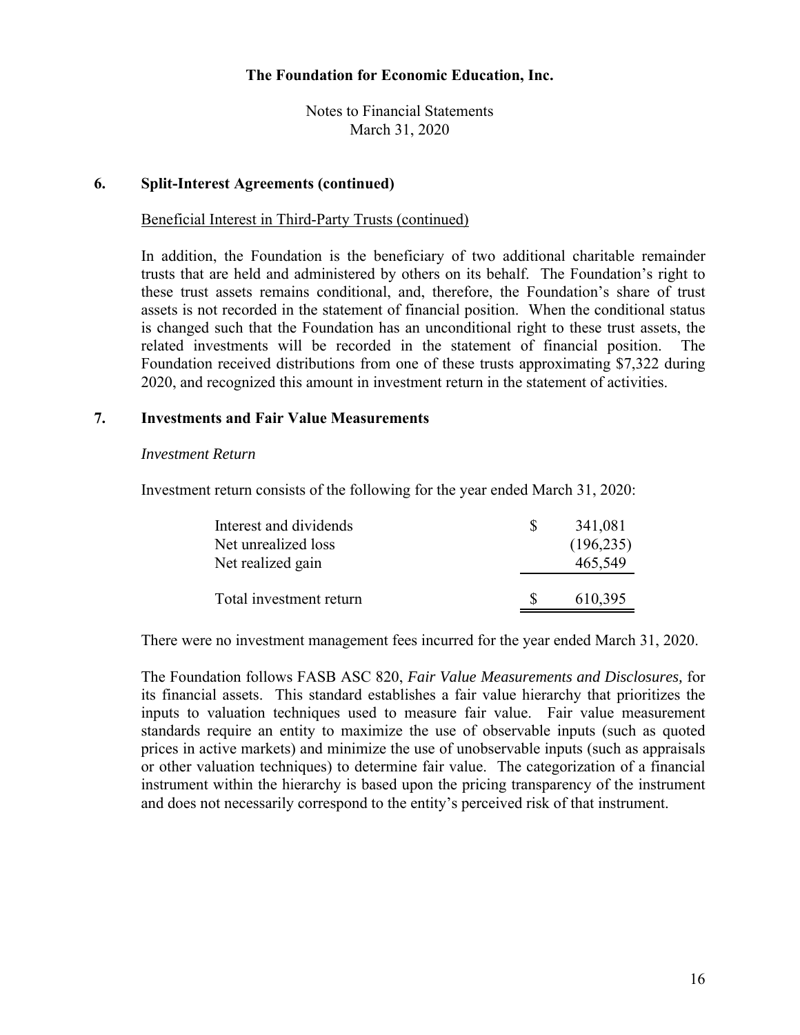## 6. Split-Interest Agreements (continued)

Beneficial Interest in Third-Party Trusts (continued)

In addition, the Foundation is the beneficiary of two additional charitable remainder trusts that are held and administered by others on its behalf. The Foundation's right to these trust assets remains conditional, and, therefore, the Foundation's share of trust assets is not recorded in the statement of financial position. When the conditional status is changed such that the Foundation has an unconditional right to these trust assets, the related investments will be recorded in the statement of financial position. The Foundation received distributions from one of these trusts approximating $7,322 during 2020, and recognized this amount in investment return in the statement of activities.

## 7. Investments and Fair Value Measurements

*Investment Return*

Investment return consists of the following for the year ended March 31, 2020:

| | | |
|---|---|---|
| Interest and dividends | $ | 341,081 |
| Net unrealized loss | | (196,235) |
| Net realized gain | | 465,549 |
| Total investment return | $ | 610,395 |

There were no investment management fees incurred for the year ended March 31, 2020.

The Foundation follows FASB ASC 820, *Fair Value Measurements and Disclosures,* for its financial assets. This standard establishes a fair value hierarchy that prioritizes the inputs to valuation techniques used to measure fair value. Fair value measurement standards require an entity to maximize the use of observable inputs (such as quoted prices in active markets) and minimize the use of unobservable inputs (such as appraisals or other valuation techniques) to determine fair value. The categorization of a financial instrument within the hierarchy is based upon the pricing transparency of the instrument and does not necessarily correspond to the entity's perceived risk of that instrument.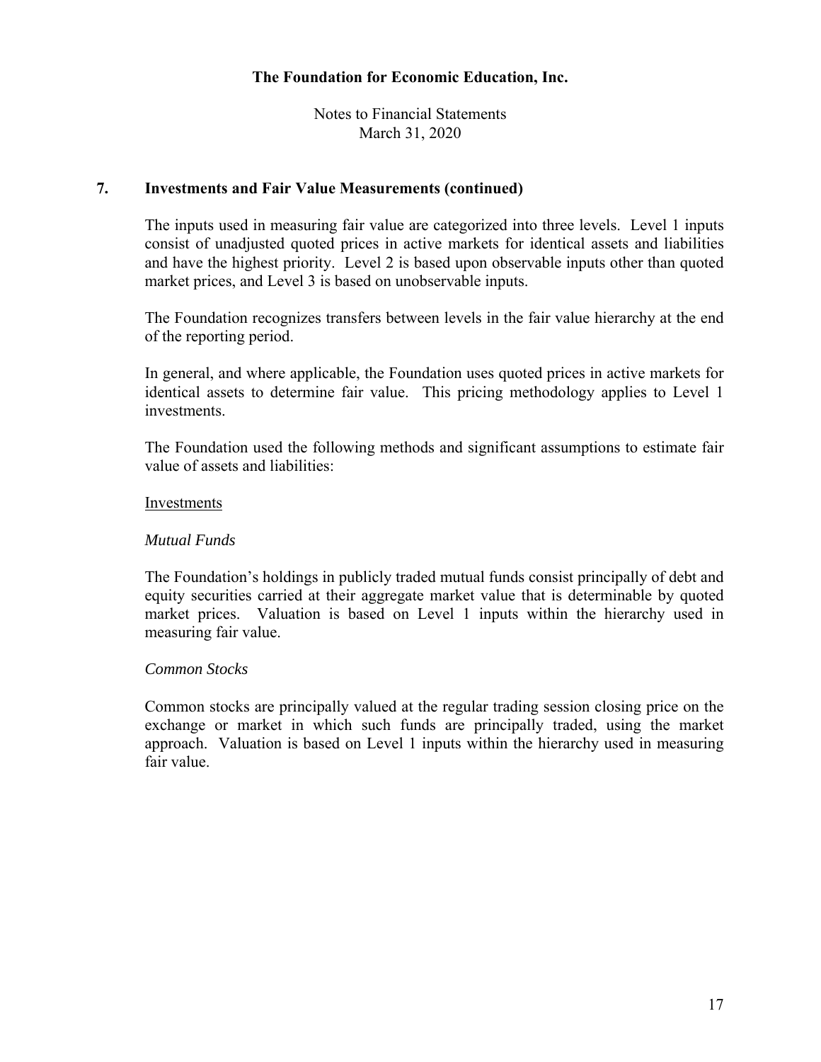# The Foundation for Economic Education, Inc.

Notes to Financial Statements
March 31, 2020

## 7. Investments and Fair Value Measurements (continued)

The inputs used in measuring fair value are categorized into three levels. Level 1 inputs consist of unadjusted quoted prices in active markets for identical assets and liabilities and have the highest priority. Level 2 is based upon observable inputs other than quoted market prices, and Level 3 is based on unobservable inputs.

The Foundation recognizes transfers between levels in the fair value hierarchy at the end of the reporting period.

In general, and where applicable, the Foundation uses quoted prices in active markets for identical assets to determine fair value. This pricing methodology applies to Level 1 investments.

The Foundation used the following methods and significant assumptions to estimate fair value of assets and liabilities:

<u>Investments</u>

*Mutual Funds*

The Foundation's holdings in publicly traded mutual funds consist principally of debt and equity securities carried at their aggregate market value that is determinable by quoted market prices. Valuation is based on Level 1 inputs within the hierarchy used in measuring fair value.

*Common Stocks*

Common stocks are principally valued at the regular trading session closing price on the exchange or market in which such funds are principally traded, using the market approach. Valuation is based on Level 1 inputs within the hierarchy used in measuring fair value.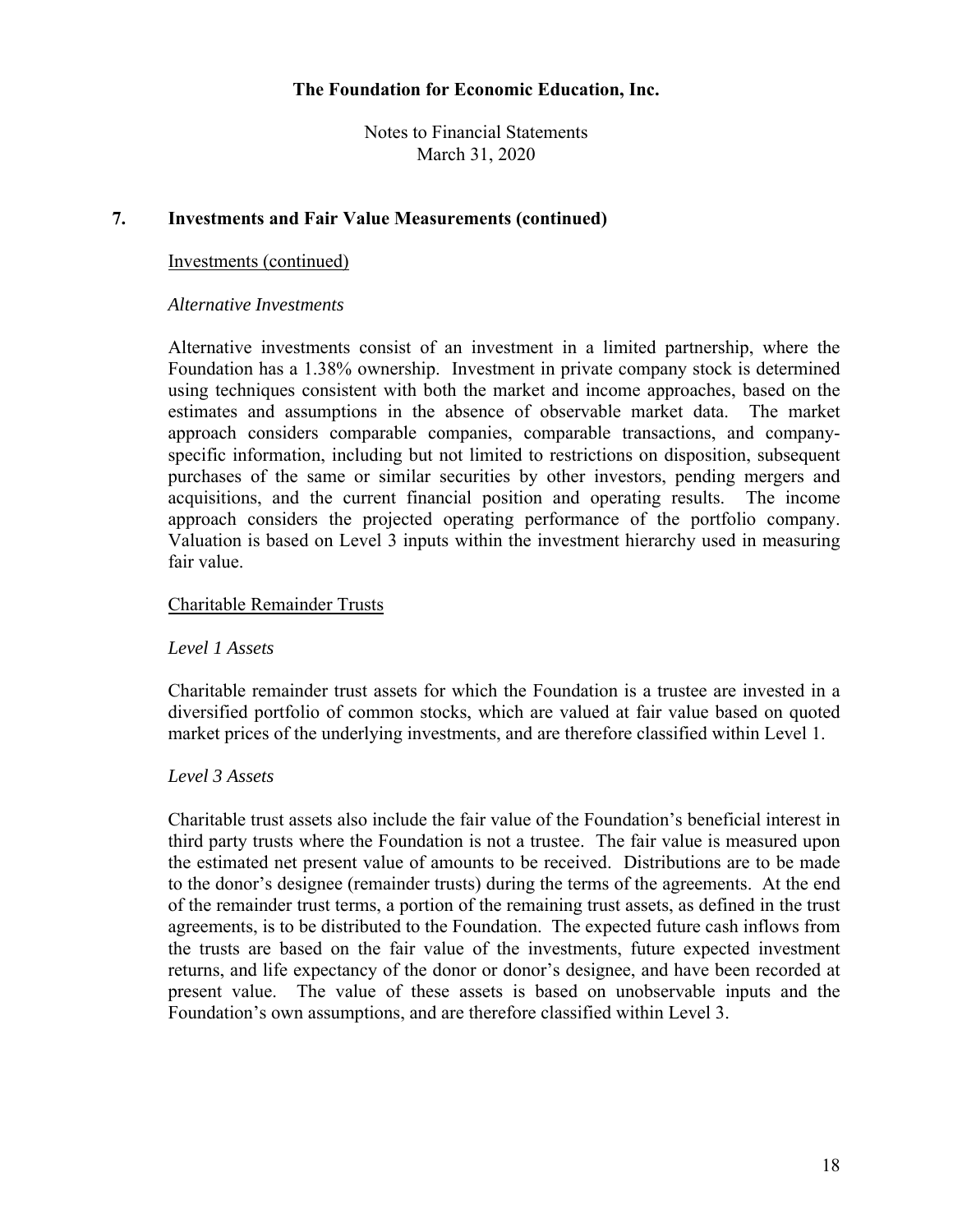# The Foundation for Economic Education, Inc.

Notes to Financial Statements
March 31, 2020

## 7. Investments and Fair Value Measurements (continued)

Investments (continued)

*Alternative Investments*

Alternative investments consist of an investment in a limited partnership, where the Foundation has a 1.38% ownership. Investment in private company stock is determined using techniques consistent with both the market and income approaches, based on the estimates and assumptions in the absence of observable market data. The market approach considers comparable companies, comparable transactions, and company-specific information, including but not limited to restrictions on disposition, subsequent purchases of the same or similar securities by other investors, pending mergers and acquisitions, and the current financial position and operating results. The income approach considers the projected operating performance of the portfolio company. Valuation is based on Level 3 inputs within the investment hierarchy used in measuring fair value.

Charitable Remainder Trusts

*Level 1 Assets*

Charitable remainder trust assets for which the Foundation is a trustee are invested in a diversified portfolio of common stocks, which are valued at fair value based on quoted market prices of the underlying investments, and are therefore classified within Level 1.

*Level 3 Assets*

Charitable trust assets also include the fair value of the Foundation's beneficial interest in third party trusts where the Foundation is not a trustee. The fair value is measured upon the estimated net present value of amounts to be received. Distributions are to be made to the donor's designee (remainder trusts) during the terms of the agreements. At the end of the remainder trust terms, a portion of the remaining trust assets, as defined in the trust agreements, is to be distributed to the Foundation. The expected future cash inflows from the trusts are based on the fair value of the investments, future expected investment returns, and life expectancy of the donor or donor's designee, and have been recorded at present value. The value of these assets is based on unobservable inputs and the Foundation's own assumptions, and are therefore classified within Level 3.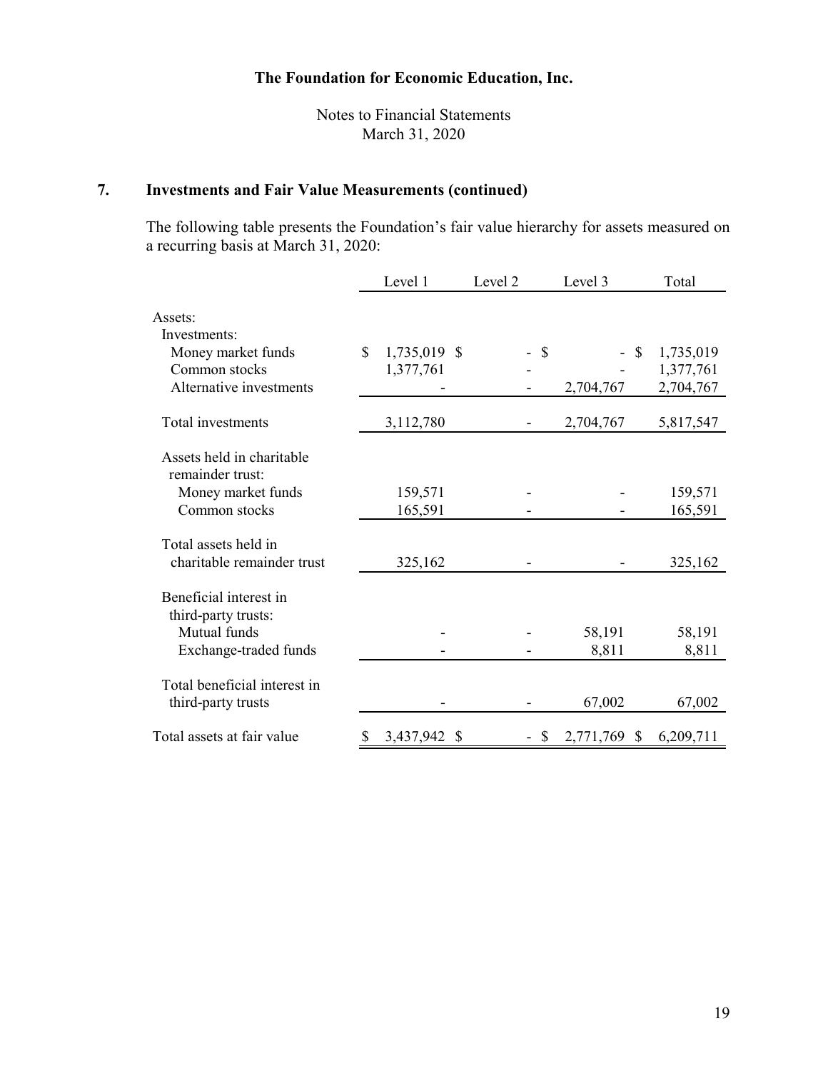# The Foundation for Economic Education, Inc.

Notes to Financial Statements
March 31, 2020

## 7. Investments and Fair Value Measurements (continued)

The following table presents the Foundation's fair value hierarchy for assets measured on a recurring basis at March 31, 2020:

| | Level 1 | Level 2 | Level 3 | Total |
|---|---|---|---|---|
| Assets: | | | | |
| Investments: | | | | |
| Money market funds | $ 1,735,019 | $ - | $ - | $ 1,735,019 |
| Common stocks | 1,377,761 | - | - | 1,377,761 |
| Alternative investments | - | - | 2,704,767 | 2,704,767 |
| Total investments | 3,112,780 | - | 2,704,767 | 5,817,547 |
| Assets held in charitable remainder trust: | | | | |
| Money market funds | 159,571 | - | - | 159,571 |
| Common stocks | 165,591 | - | - | 165,591 |
| Total assets held in charitable remainder trust | 325,162 | - | - | 325,162 |
| Beneficial interest in third-party trusts: | | | | |
| Mutual funds | - | - | 58,191 | 58,191 |
| Exchange-traded funds | - | - | 8,811 | 8,811 |
| Total beneficial interest in third-party trusts | - | - | 67,002 | 67,002 |
| Total assets at fair value | $ 3,437,942 | $ - | $ 2,771,769 | $ 6,209,711 |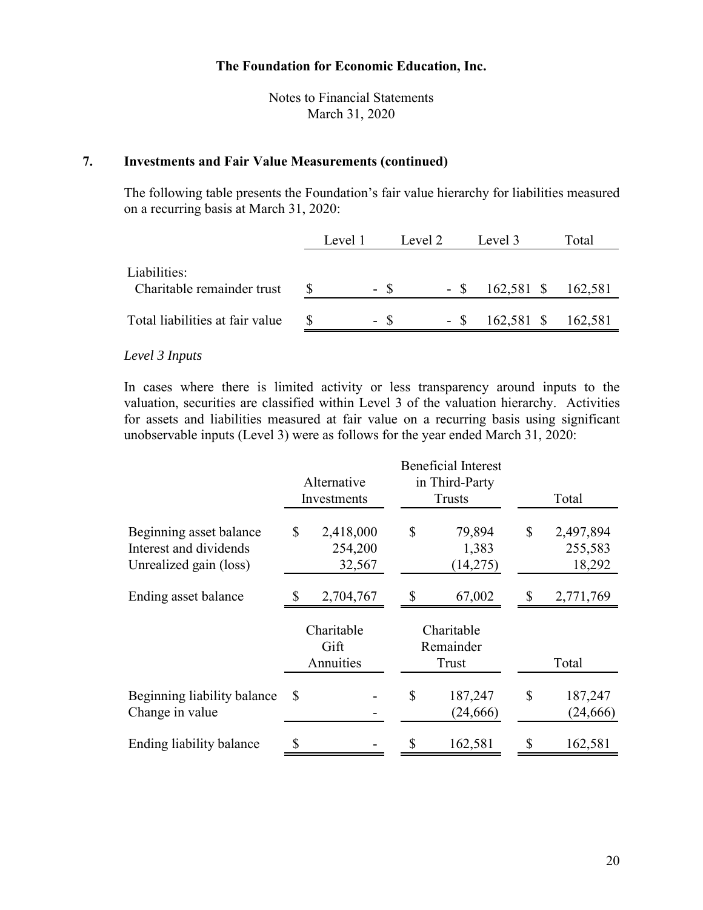# The Foundation for Economic Education, Inc.

Notes to Financial Statements
March 31, 2020

## 7. Investments and Fair Value Measurements (continued)

The following table presents the Foundation's fair value hierarchy for liabilities measured on a recurring basis at March 31, 2020:

| | Level 1 | Level 2 | Level 3 | Total |
|---|---|---|---|---|
| Liabilities: | | | | |
| Charitable remainder trust | $ - | $ - | $ 162,581 | $ 162,581 |
| Total liabilities at fair value | $ - | $ - | $ 162,581 | $ 162,581 |

*Level 3 Inputs*

In cases where there is limited activity or less transparency around inputs to the valuation, securities are classified within Level 3 of the valuation hierarchy. Activities for assets and liabilities measured at fair value on a recurring basis using significant unobservable inputs (Level 3) were as follows for the year ended March 31, 2020:

| | Alternative Investments | Beneficial Interest in Third-Party Trusts | Total |
|---|---|---|---|
| Beginning asset balance | $ 2,418,000 | $ 79,894 | $ 2,497,894 |
| Interest and dividends | 254,200 | 1,383 | 255,583 |
| Unrealized gain (loss) | 32,567 | (14,275) | 18,292 |
| Ending asset balance | $ 2,704,767 | $ 67,002 | $ 2,771,769 |

| | Charitable Gift Annuities | Charitable Remainder Trust | Total |
|---|---|---|---|
| Beginning liability balance | $ - | $ 187,247 | $ 187,247 |
| Change in value | - | (24,666) | (24,666) |
| Ending liability balance | $ - | $ 162,581 | $ 162,581 |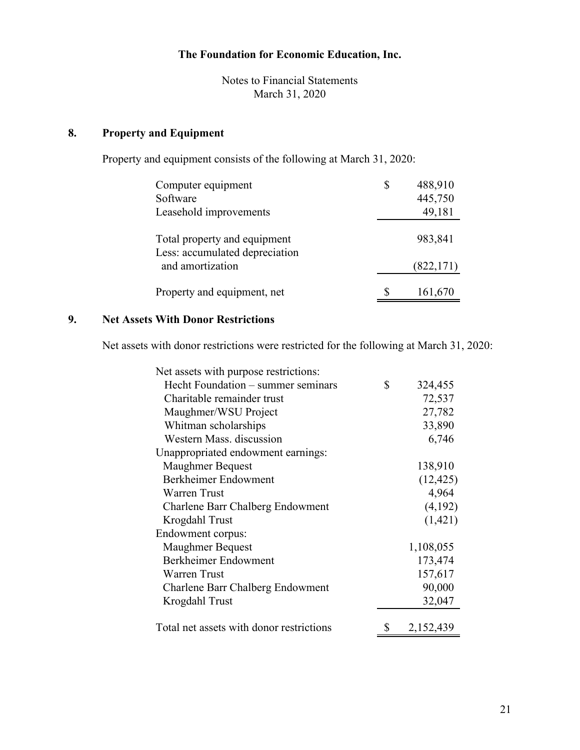## 8. Property and Equipment

Property and equipment consists of the following at March 31, 2020:

| | |
|---|---|
| Computer equipment | $ 488,910 |
| Software | 445,750 |
| Leasehold improvements | 49,181 |
| Total property and equipment | 983,841 |
| Less: accumulated depreciation and amortization | (822,171) |
| Property and equipment, net | $ 161,670 |

## 9. Net Assets With Donor Restrictions

Net assets with donor restrictions were restricted for the following at March 31, 2020:

| | |
|---|---|
| Net assets with purpose restrictions: | |
| Hecht Foundation – summer seminars | $ 324,455 |
| Charitable remainder trust | 72,537 |
| Maughmer/WSU Project | 27,782 |
| Whitman scholarships | 33,890 |
| Western Mass. discussion | 6,746 |
| Unappropriated endowment earnings: | |
| Maughmer Bequest | 138,910 |
| Berkheimer Endowment | (12,425) |
| Warren Trust | 4,964 |
| Charlene Barr Chalberg Endowment | (4,192) |
| Krogdahl Trust | (1,421) |
| Endowment corpus: | |
| Maughmer Bequest | 1,108,055 |
| Berkheimer Endowment | 173,474 |
| Warren Trust | 157,617 |
| Charlene Barr Chalberg Endowment | 90,000 |
| Krogdahl Trust | 32,047 |
| Total net assets with donor restrictions | $ 2,152,439 |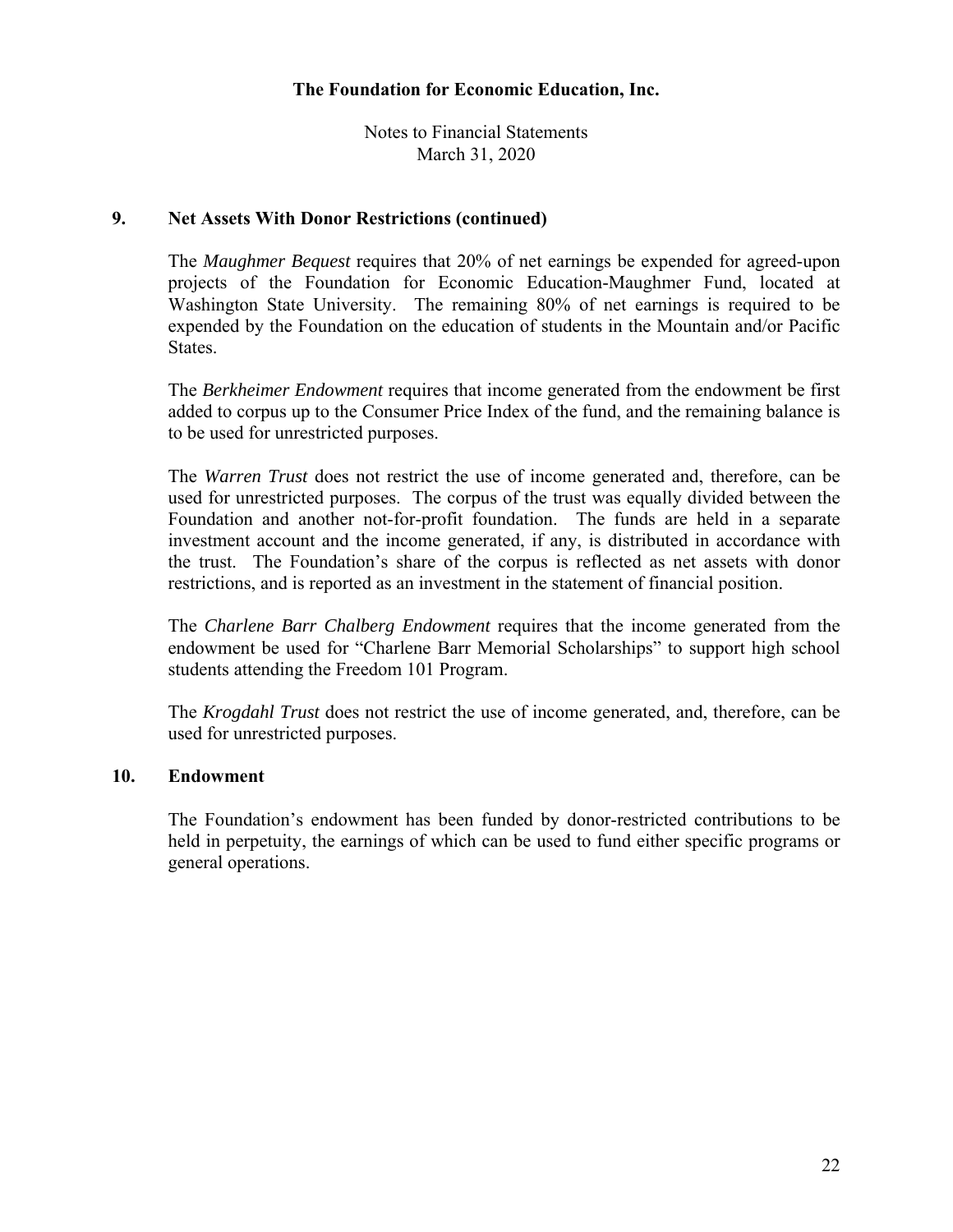## 9. Net Assets With Donor Restrictions (continued)

The *Maughmer Bequest* requires that 20% of net earnings be expended for agreed-upon projects of the Foundation for Economic Education-Maughmer Fund, located at Washington State University. The remaining 80% of net earnings is required to be expended by the Foundation on the education of students in the Mountain and/or Pacific States.

The *Berkheimer Endowment* requires that income generated from the endowment be first added to corpus up to the Consumer Price Index of the fund, and the remaining balance is to be used for unrestricted purposes.

The *Warren Trust* does not restrict the use of income generated and, therefore, can be used for unrestricted purposes. The corpus of the trust was equally divided between the Foundation and another not-for-profit foundation. The funds are held in a separate investment account and the income generated, if any, is distributed in accordance with the trust. The Foundation's share of the corpus is reflected as net assets with donor restrictions, and is reported as an investment in the statement of financial position.

The *Charlene Barr Chalberg Endowment* requires that the income generated from the endowment be used for "Charlene Barr Memorial Scholarships" to support high school students attending the Freedom 101 Program.

The *Krogdahl Trust* does not restrict the use of income generated, and, therefore, can be used for unrestricted purposes.

## 10. Endowment

The Foundation's endowment has been funded by donor-restricted contributions to be held in perpetuity, the earnings of which can be used to fund either specific programs or general operations.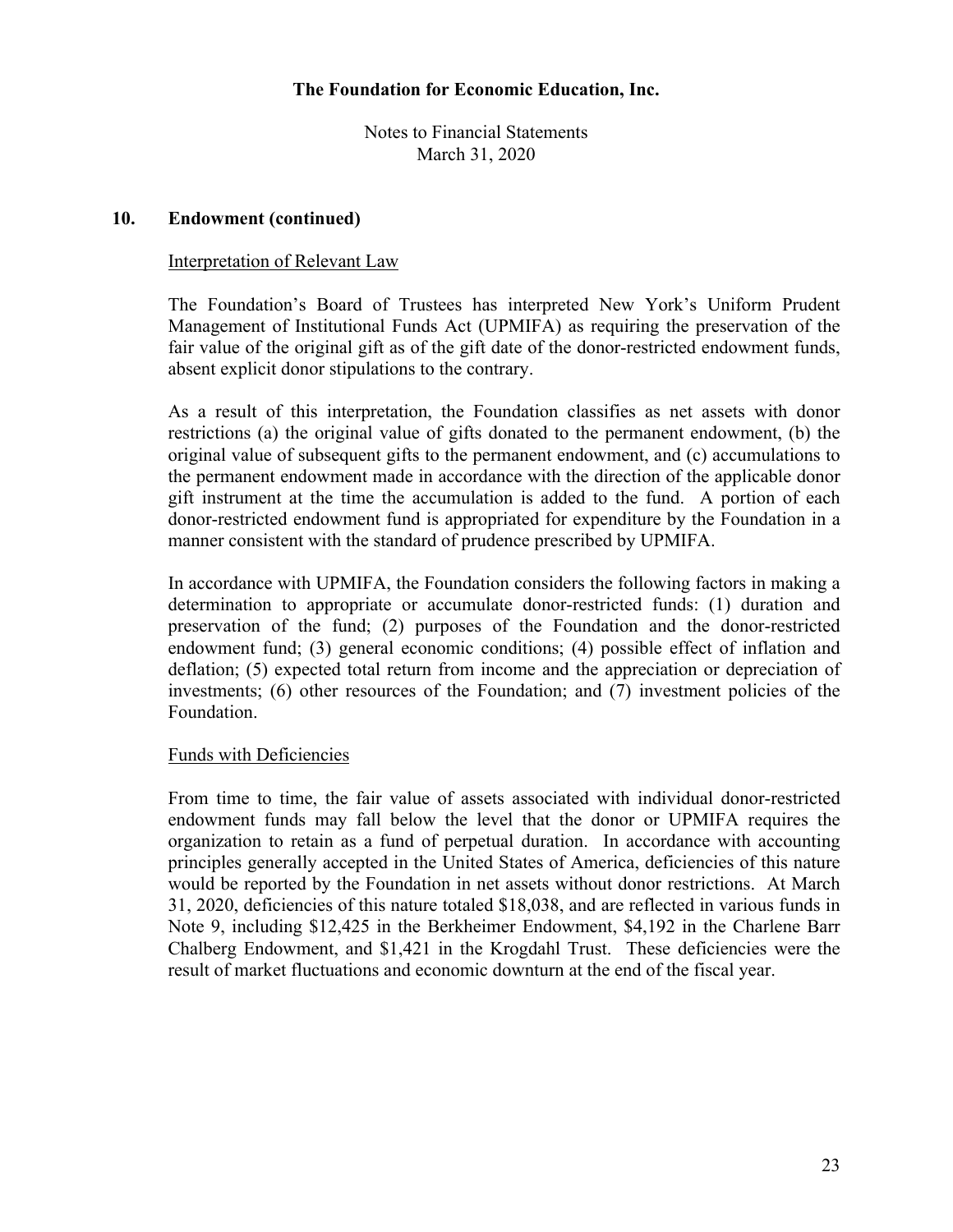## 10. Endowment (continued)

Interpretation of Relevant Law

The Foundation's Board of Trustees has interpreted New York's Uniform Prudent Management of Institutional Funds Act (UPMIFA) as requiring the preservation of the fair value of the original gift as of the gift date of the donor-restricted endowment funds, absent explicit donor stipulations to the contrary.

As a result of this interpretation, the Foundation classifies as net assets with donor restrictions (a) the original value of gifts donated to the permanent endowment, (b) the original value of subsequent gifts to the permanent endowment, and (c) accumulations to the permanent endowment made in accordance with the direction of the applicable donor gift instrument at the time the accumulation is added to the fund. A portion of each donor-restricted endowment fund is appropriated for expenditure by the Foundation in a manner consistent with the standard of prudence prescribed by UPMIFA.

In accordance with UPMIFA, the Foundation considers the following factors in making a determination to appropriate or accumulate donor-restricted funds: (1) duration and preservation of the fund; (2) purposes of the Foundation and the donor-restricted endowment fund; (3) general economic conditions; (4) possible effect of inflation and deflation; (5) expected total return from income and the appreciation or depreciation of investments; (6) other resources of the Foundation; and (7) investment policies of the Foundation.

Funds with Deficiencies

From time to time, the fair value of assets associated with individual donor-restricted endowment funds may fall below the level that the donor or UPMIFA requires the organization to retain as a fund of perpetual duration. In accordance with accounting principles generally accepted in the United States of America, deficiencies of this nature would be reported by the Foundation in net assets without donor restrictions. At March 31, 2020, deficiencies of this nature totaled $18,038, and are reflected in various funds in Note 9, including $12,425 in the Berkheimer Endowment, $4,192 in the Charlene Barr Chalberg Endowment, and $1,421 in the Krogdahl Trust. These deficiencies were the result of market fluctuations and economic downturn at the end of the fiscal year.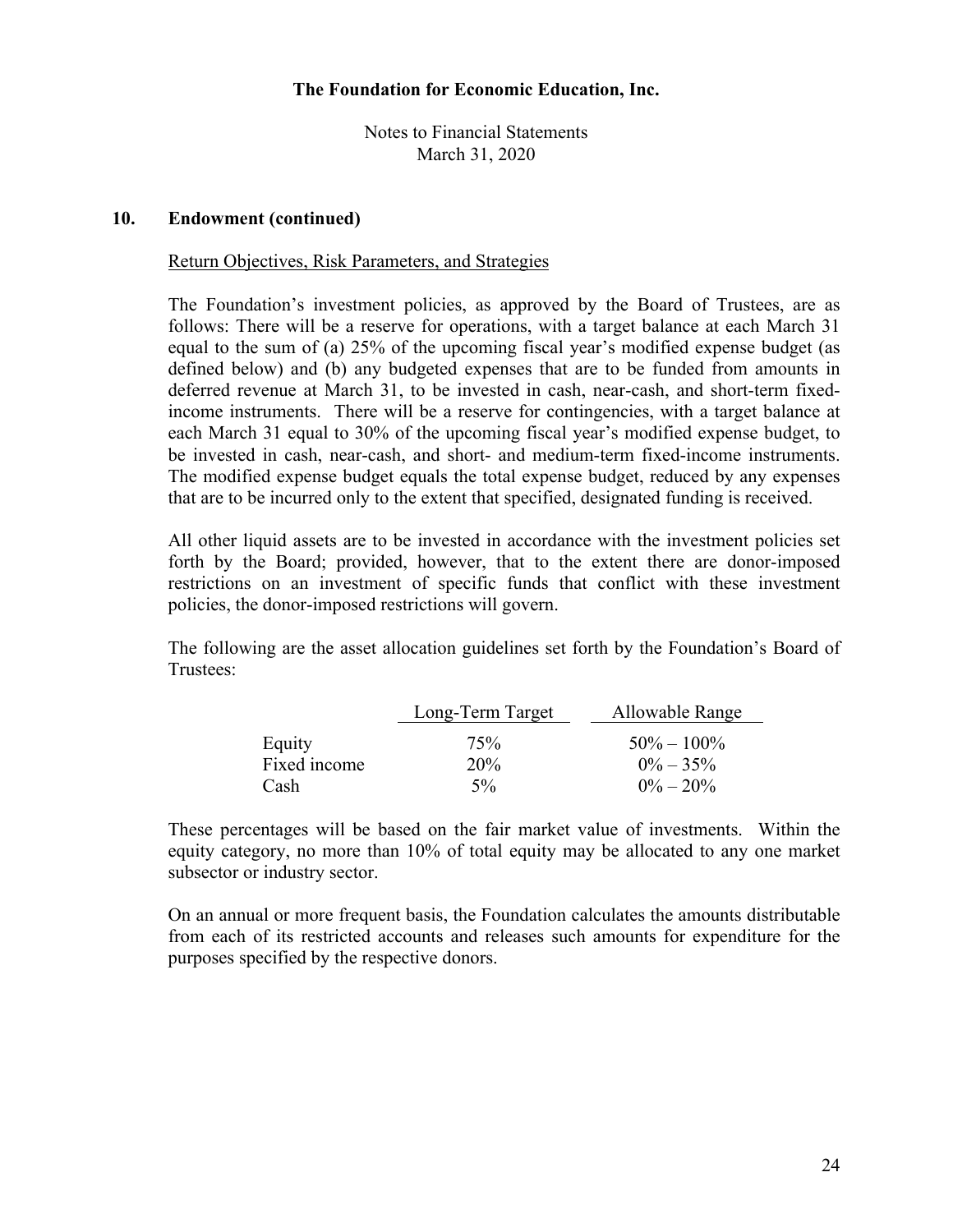## 10. Endowment (continued)

Return Objectives, Risk Parameters, and Strategies

The Foundation's investment policies, as approved by the Board of Trustees, are as follows: There will be a reserve for operations, with a target balance at each March 31 equal to the sum of (a) 25% of the upcoming fiscal year's modified expense budget (as defined below) and (b) any budgeted expenses that are to be funded from amounts in deferred revenue at March 31, to be invested in cash, near-cash, and short-term fixed-income instruments. There will be a reserve for contingencies, with a target balance at each March 31 equal to 30% of the upcoming fiscal year's modified expense budget, to be invested in cash, near-cash, and short- and medium-term fixed-income instruments. The modified expense budget equals the total expense budget, reduced by any expenses that are to be incurred only to the extent that specified, designated funding is received.

All other liquid assets are to be invested in accordance with the investment policies set forth by the Board; provided, however, that to the extent there are donor-imposed restrictions on an investment of specific funds that conflict with these investment policies, the donor-imposed restrictions will govern.

The following are the asset allocation guidelines set forth by the Foundation's Board of Trustees:

| | Long-Term Target | Allowable Range |
|---|---|---|
| Equity | 75% | 50% – 100% |
| Fixed income | 20% | 0% – 35% |
| Cash | 5% | 0% – 20% |

These percentages will be based on the fair market value of investments. Within the equity category, no more than 10% of total equity may be allocated to any one market subsector or industry sector.

On an annual or more frequent basis, the Foundation calculates the amounts distributable from each of its restricted accounts and releases such amounts for expenditure for the purposes specified by the respective donors.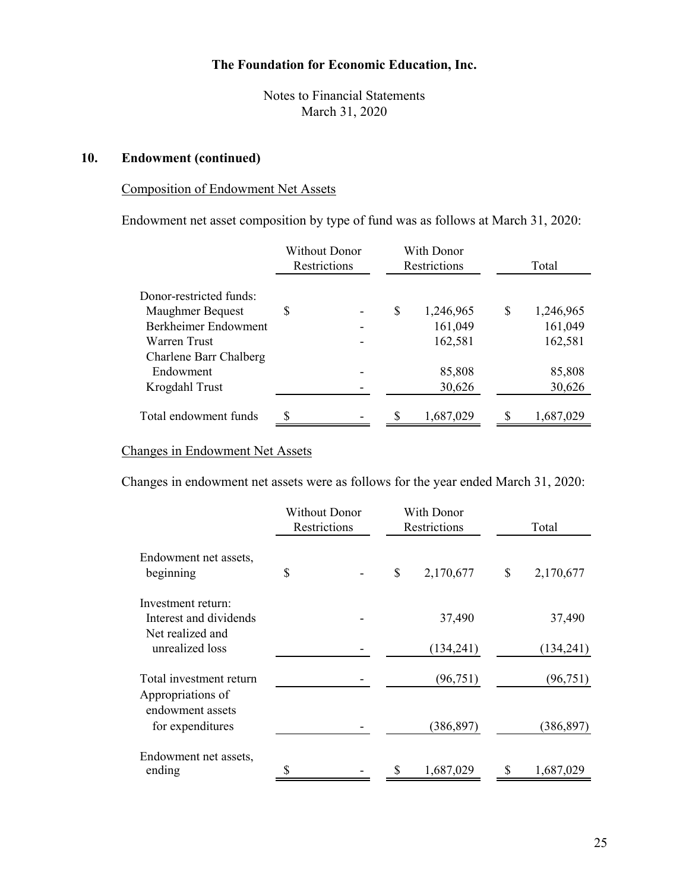The Foundation for Economic Education, Inc.

Notes to Financial Statements
March 31, 2020

## 10. Endowment (continued)

### Composition of Endowment Net Assets

Endowment net asset composition by type of fund was as follows at March 31, 2020:

| | Without Donor Restrictions | With Donor Restrictions | Total |
|---|---|---|---|
| Donor-restricted funds: | | | |
| Maughmer Bequest | $ - | $ 1,246,965 | $ 1,246,965 |
| Berkheimer Endowment | - | 161,049 | 161,049 |
| Warren Trust | - | 162,581 | 162,581 |
| Charlene Barr Chalberg Endowment | - | 85,808 | 85,808 |
| Krogdahl Trust | - | 30,626 | 30,626 |
| Total endowment funds | $ - | $ 1,687,029 | $ 1,687,029 |

### Changes in Endowment Net Assets

Changes in endowment net assets were as follows for the year ended March 31, 2020:

| | Without Donor Restrictions | With Donor Restrictions | Total |
|---|---|---|---|
| Endowment net assets, beginning | $ - | $ 2,170,677 | $ 2,170,677 |
| Investment return: | | | |
| Interest and dividends | - | 37,490 | 37,490 |
| Net realized and unrealized loss | - | (134,241) | (134,241) |
| Total investment return | - | (96,751) | (96,751) |
| Appropriations of endowment assets for expenditures | - | (386,897) | (386,897) |
| Endowment net assets, ending | $ - | $ 1,687,029 | $ 1,687,029 |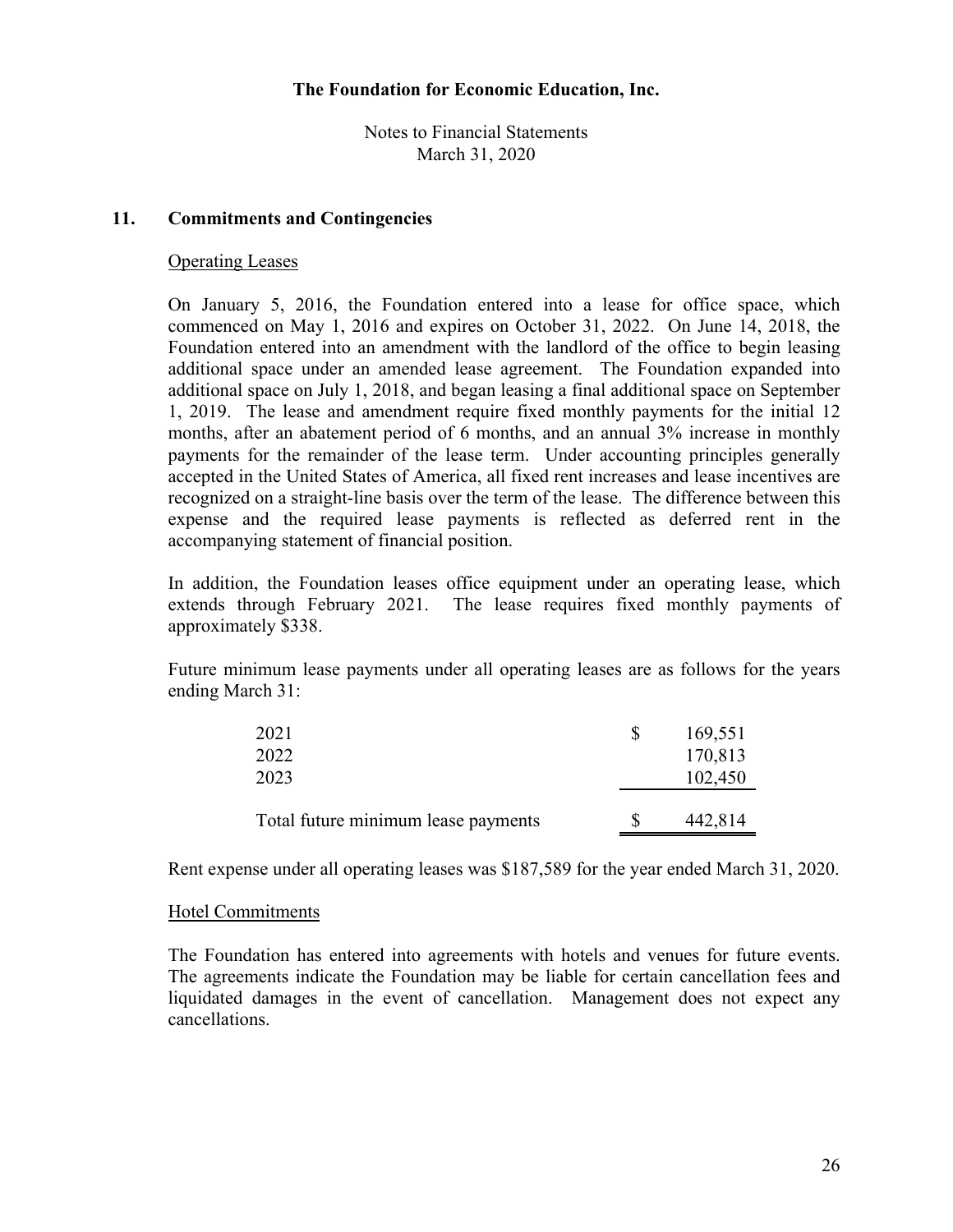**The Foundation for Economic Education, Inc.**

Notes to Financial Statements
March 31, 2020

## 11. Commitments and Contingencies

Operating Leases

On January 5, 2016, the Foundation entered into a lease for office space, which commenced on May 1, 2016 and expires on October 31, 2022. On June 14, 2018, the Foundation entered into an amendment with the landlord of the office to begin leasing additional space under an amended lease agreement. The Foundation expanded into additional space on July 1, 2018, and began leasing a final additional space on September 1, 2019. The lease and amendment require fixed monthly payments for the initial 12 months, after an abatement period of 6 months, and an annual 3% increase in monthly payments for the remainder of the lease term. Under accounting principles generally accepted in the United States of America, all fixed rent increases and lease incentives are recognized on a straight-line basis over the term of the lease. The difference between this expense and the required lease payments is reflected as deferred rent in the accompanying statement of financial position.

In addition, the Foundation leases office equipment under an operating lease, which extends through February 2021. The lease requires fixed monthly payments of approximately $338.

Future minimum lease payments under all operating leases are as follows for the years ending March 31:

| | |
|---|---|
| 2021 | $ 169,551 |
| 2022 | 170,813 |
| 2023 | 102,450 |
| Total future minimum lease payments | $ 442,814 |

Rent expense under all operating leases was $187,589 for the year ended March 31, 2020.

Hotel Commitments

The Foundation has entered into agreements with hotels and venues for future events. The agreements indicate the Foundation may be liable for certain cancellation fees and liquidated damages in the event of cancellation. Management does not expect any cancellations.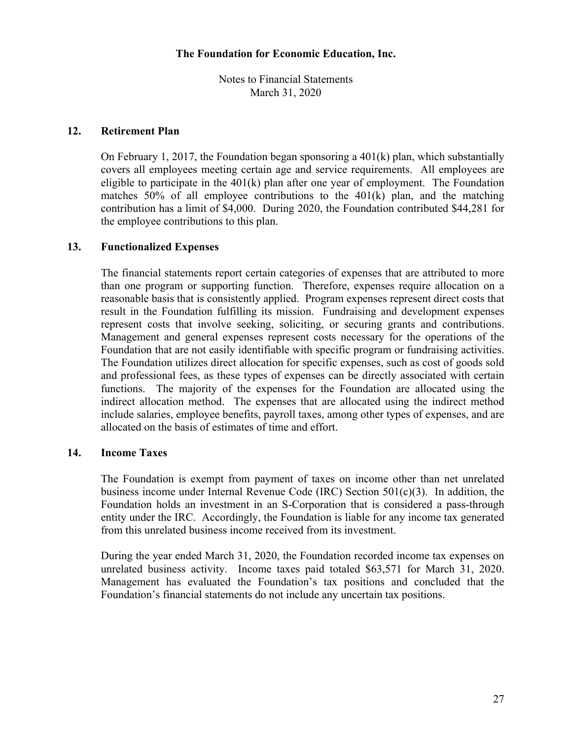**The Foundation for Economic Education, Inc.**

Notes to Financial Statements
March 31, 2020

## 12. Retirement Plan

On February 1, 2017, the Foundation began sponsoring a 401(k) plan, which substantially covers all employees meeting certain age and service requirements. All employees are eligible to participate in the 401(k) plan after one year of employment. The Foundation matches 50% of all employee contributions to the 401(k) plan, and the matching contribution has a limit of $4,000. During 2020, the Foundation contributed $44,281 for the employee contributions to this plan.

## 13. Functionalized Expenses

The financial statements report certain categories of expenses that are attributed to more than one program or supporting function. Therefore, expenses require allocation on a reasonable basis that is consistently applied. Program expenses represent direct costs that result in the Foundation fulfilling its mission. Fundraising and development expenses represent costs that involve seeking, soliciting, or securing grants and contributions. Management and general expenses represent costs necessary for the operations of the Foundation that are not easily identifiable with specific program or fundraising activities. The Foundation utilizes direct allocation for specific expenses, such as cost of goods sold and professional fees, as these types of expenses can be directly associated with certain functions. The majority of the expenses for the Foundation are allocated using the indirect allocation method. The expenses that are allocated using the indirect method include salaries, employee benefits, payroll taxes, among other types of expenses, and are allocated on the basis of estimates of time and effort.

## 14. Income Taxes

The Foundation is exempt from payment of taxes on income other than net unrelated business income under Internal Revenue Code (IRC) Section 501(c)(3). In addition, the Foundation holds an investment in an S-Corporation that is considered a pass-through entity under the IRC. Accordingly, the Foundation is liable for any income tax generated from this unrelated business income received from its investment.

During the year ended March 31, 2020, the Foundation recorded income tax expenses on unrelated business activity. Income taxes paid totaled $63,571 for March 31, 2020. Management has evaluated the Foundation's tax positions and concluded that the Foundation's financial statements do not include any uncertain tax positions.